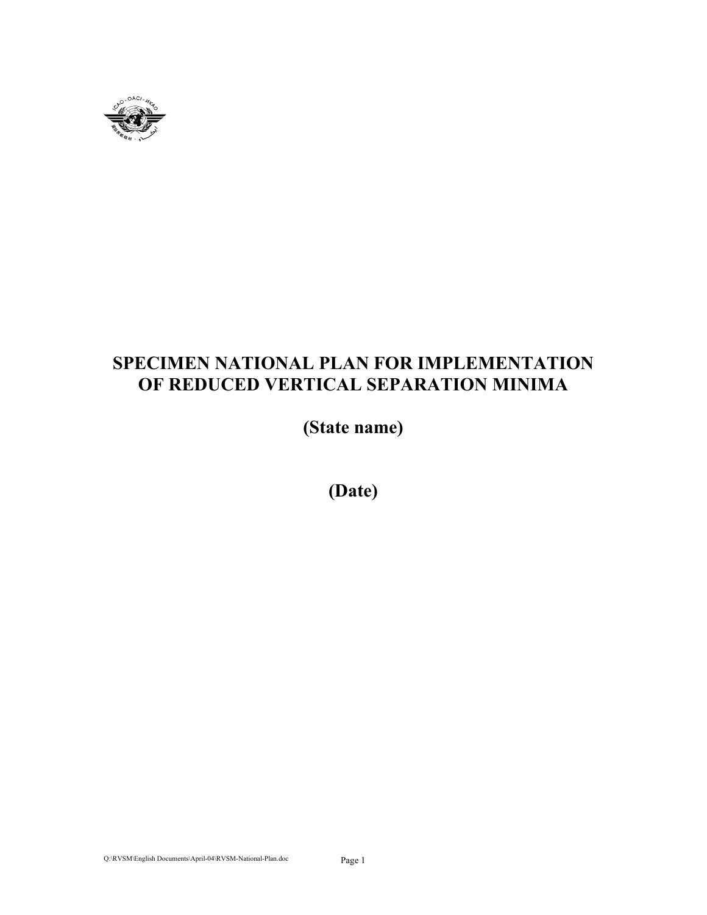# SPECIMEN NATIONAL PLAN FOR IMPLEMENTATION OF REDUCED VERTICAL SEPARATION MINIMA

## (State name)

## (Date)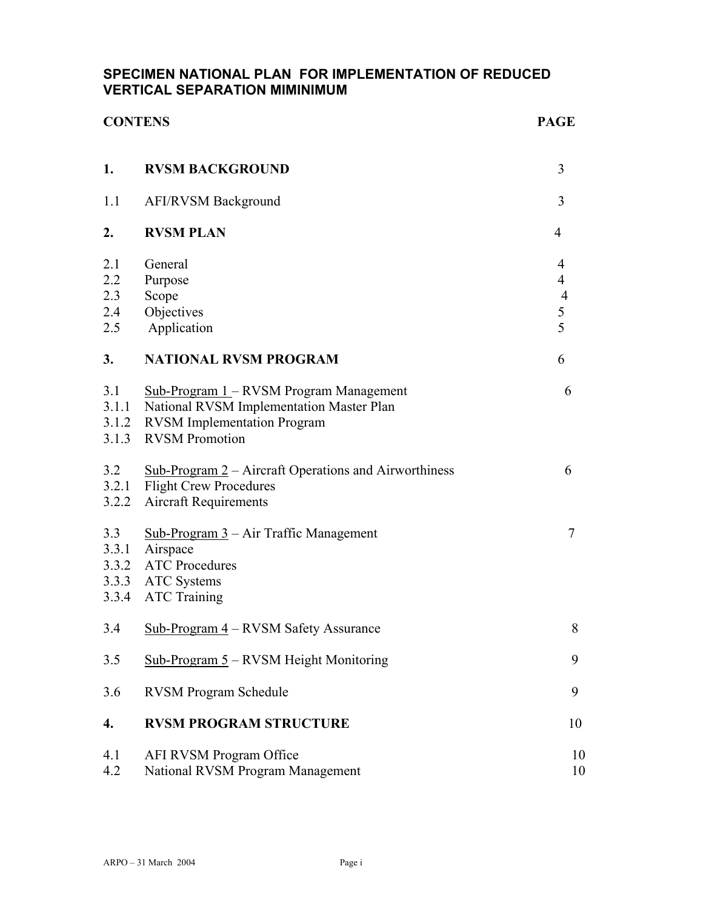# SPECIMEN NATIONAL PLAN FOR IMPLEMENTATION OF REDUCED VERTICAL SEPARATION MIMINIMUM

| **CONTENS** | | **PAGE** |
|---|---|---|
| **1.** | **RVSM BACKGROUND** | 3 |
| 1.1 | AFI/RVSM Background | 3 |
| **2.** | **RVSM PLAN** | 4 |
| 2.1 | General | 4 |
| 2.2 | Purpose | 4 |
| 2.3 | Scope | 4 |
| 2.4 | Objectives | 5 |
| 2.5 | Application | 5 |
| **3.** | **NATIONAL RVSM PROGRAM** | 6 |
| 3.1 | Sub-Program 1 – RVSM Program Management | 6 |
| 3.1.1 | National RVSM Implementation Master Plan | |
| 3.1.2 | RVSM Implementation Program | |
| 3.1.3 | RVSM Promotion | |
| 3.2 | Sub-Program 2 – Aircraft Operations and Airworthiness | 6 |
| 3.2.1 | Flight Crew Procedures | |
| 3.2.2 | Aircraft Requirements | |
| 3.3 | Sub-Program 3 – Air Traffic Management | 7 |
| 3.3.1 | Airspace | |
| 3.3.2 | ATC Procedures | |
| 3.3.3 | ATC Systems | |
| 3.3.4 | ATC Training | |
| 3.4 | Sub-Program 4 – RVSM Safety Assurance | 8 |
| 3.5 | Sub-Program 5 – RVSM Height Monitoring | 9 |
| 3.6 | RVSM Program Schedule | 9 |
| **4.** | **RVSM PROGRAM STRUCTURE** | 10 |
| 4.1 | AFI RVSM Program Office | 10 |
| 4.2 | National RVSM Program Management | 10 |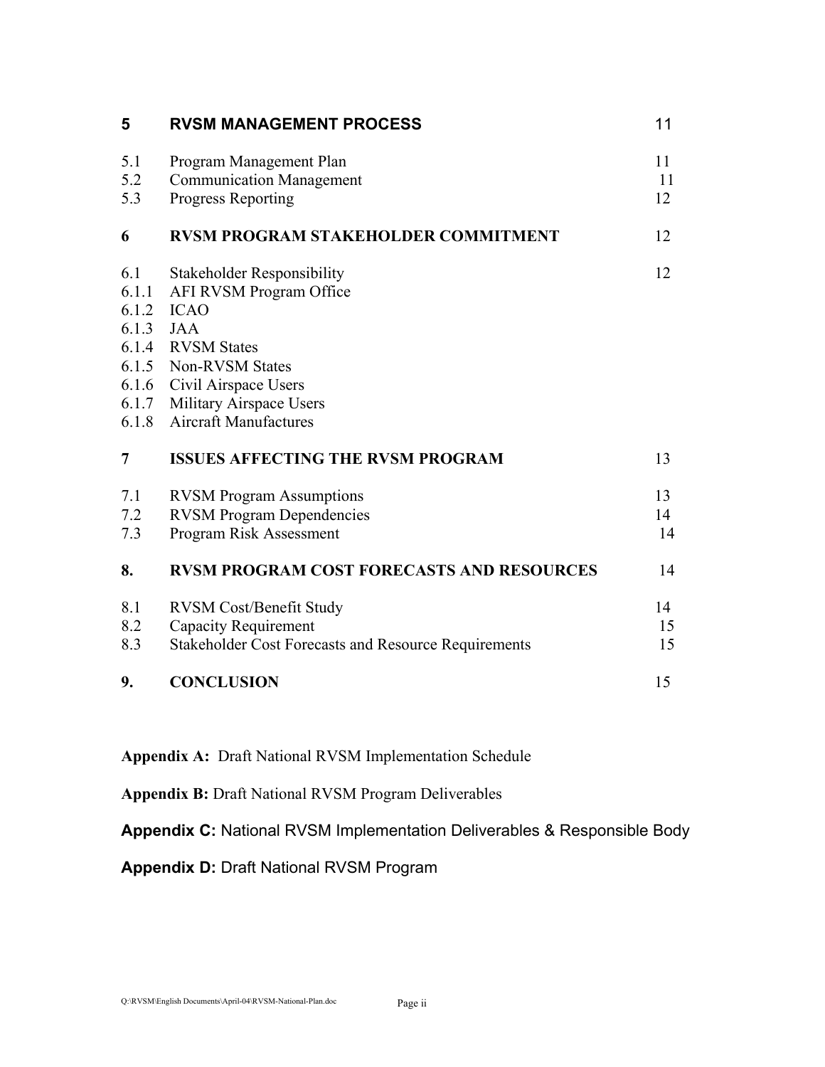| | | |
|---|---|---|
| **5** | **RVSM MANAGEMENT PROCESS** | 11 |
| 5.1 | Program Management Plan | 11 |
| 5.2 | Communication Management | 11 |
| 5.3 | Progress Reporting | 12 |
| **6** | **RVSM PROGRAM STAKEHOLDER COMMITMENT** | 12 |
| 6.1 | Stakeholder Responsibility | 12 |
| 6.1.1 | AFI RVSM Program Office | |
| 6.1.2 | ICAO | |
| 6.1.3 | JAA | |
| 6.1.4 | RVSM States | |
| 6.1.5 | Non-RVSM States | |
| 6.1.6 | Civil Airspace Users | |
| 6.1.7 | Military Airspace Users | |
| 6.1.8 | Aircraft Manufactures | |
| **7** | **ISSUES AFFECTING THE RVSM PROGRAM** | 13 |
| 7.1 | RVSM Program Assumptions | 13 |
| 7.2 | RVSM Program Dependencies | 14 |
| 7.3 | Program Risk Assessment | 14 |
| **8.** | **RVSM PROGRAM COST FORECASTS AND RESOURCES** | 14 |
| 8.1 | RVSM Cost/Benefit Study | 14 |
| 8.2 | Capacity Requirement | 15 |
| 8.3 | Stakeholder Cost Forecasts and Resource Requirements | 15 |
| **9.** | **CONCLUSION** | 15 |

**Appendix A:** Draft National RVSM Implementation Schedule

**Appendix B:** Draft National RVSM Program Deliverables

**Appendix C:** National RVSM Implementation Deliverables & Responsible Body

**Appendix D:** Draft National RVSM Program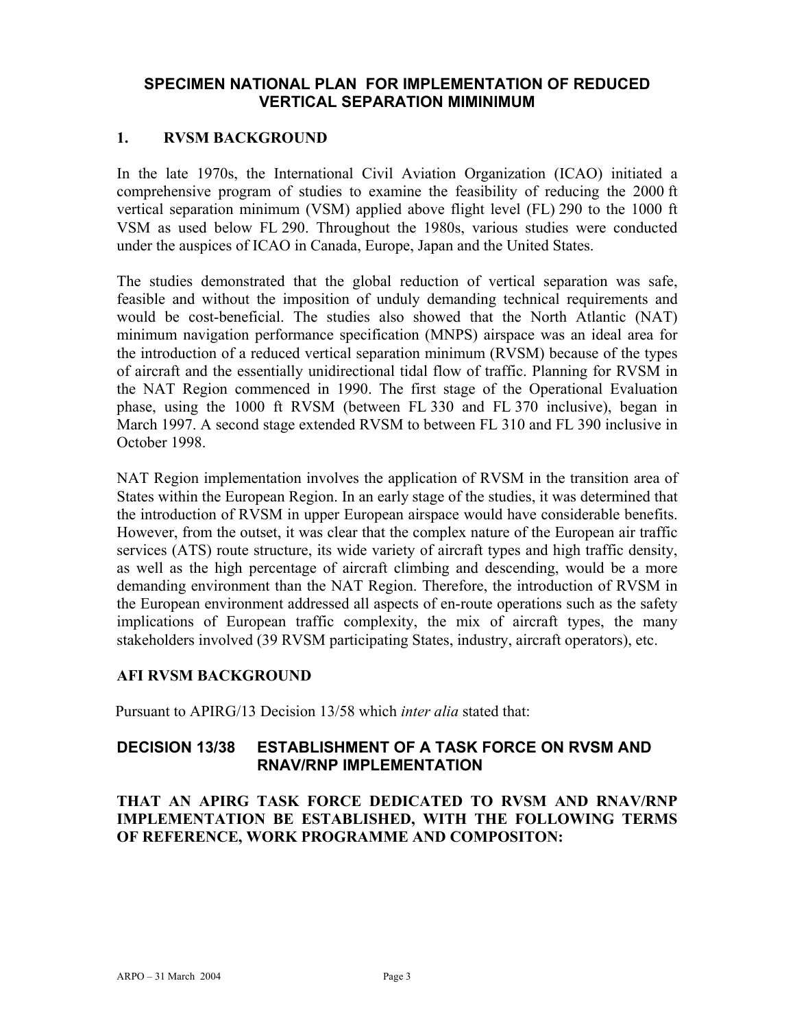## SPECIMEN NATIONAL PLAN FOR IMPLEMENTATION OF REDUCED VERTICAL SEPARATION MIMINIMUM

### 1. RVSM BACKGROUND

In the late 1970s, the International Civil Aviation Organization (ICAO) initiated a comprehensive program of studies to examine the feasibility of reducing the 2000 ft vertical separation minimum (VSM) applied above flight level (FL) 290 to the 1000 ft VSM as used below FL 290. Throughout the 1980s, various studies were conducted under the auspices of ICAO in Canada, Europe, Japan and the United States.

The studies demonstrated that the global reduction of vertical separation was safe, feasible and without the imposition of unduly demanding technical requirements and would be cost-beneficial. The studies also showed that the North Atlantic (NAT) minimum navigation performance specification (MNPS) airspace was an ideal area for the introduction of a reduced vertical separation minimum (RVSM) because of the types of aircraft and the essentially unidirectional tidal flow of traffic. Planning for RVSM in the NAT Region commenced in 1990. The first stage of the Operational Evaluation phase, using the 1000 ft RVSM (between FL 330 and FL 370 inclusive), began in March 1997. A second stage extended RVSM to between FL 310 and FL 390 inclusive in October 1998.

NAT Region implementation involves the application of RVSM in the transition area of States within the European Region. In an early stage of the studies, it was determined that the introduction of RVSM in upper European airspace would have considerable benefits. However, from the outset, it was clear that the complex nature of the European air traffic services (ATS) route structure, its wide variety of aircraft types and high traffic density, as well as the high percentage of aircraft climbing and descending, would be a more demanding environment than the NAT Region. Therefore, the introduction of RVSM in the European environment addressed all aspects of en-route operations such as the safety implications of European traffic complexity, the mix of aircraft types, the many stakeholders involved (39 RVSM participating States, industry, aircraft operators), etc.

### AFI RVSM BACKGROUND

Pursuant to APIRG/13 Decision 13/58 which *inter alia* stated that:

#### DECISION 13/38 ESTABLISHMENT OF A TASK FORCE ON RVSM AND RNAV/RNP IMPLEMENTATION

**THAT AN APIRG TASK FORCE DEDICATED TO RVSM AND RNAV/RNP IMPLEMENTATION BE ESTABLISHED, WITH THE FOLLOWING TERMS OF REFERENCE, WORK PROGRAMME AND COMPOSITON:**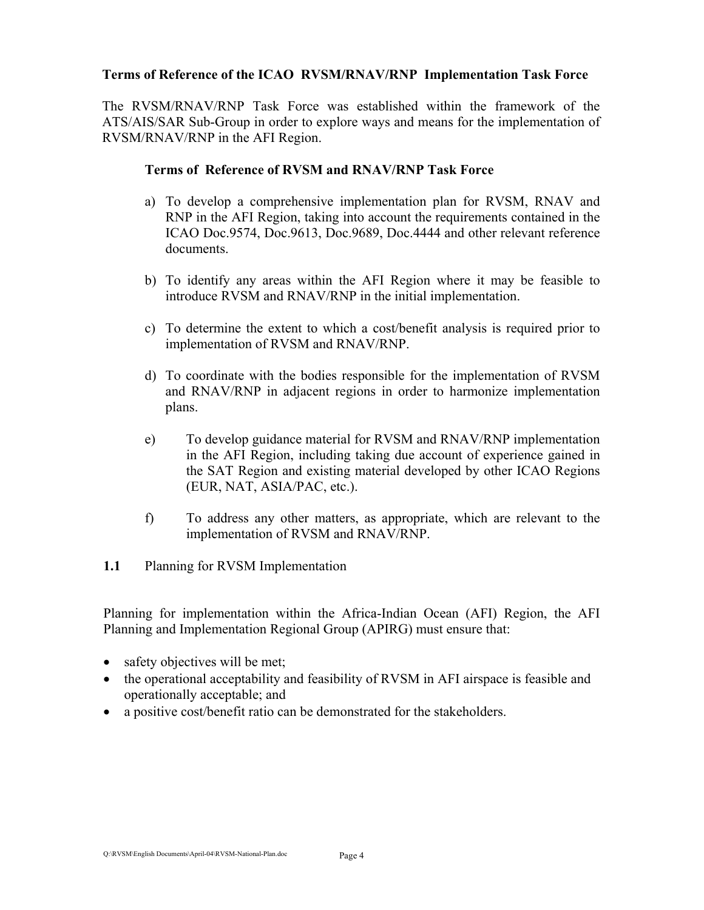**Terms of Reference of the ICAO RVSM/RNAV/RNP Implementation Task Force**

The RVSM/RNAV/RNP Task Force was established within the framework of the ATS/AIS/SAR Sub-Group in order to explore ways and means for the implementation of RVSM/RNAV/RNP in the AFI Region.

**Terms of Reference of RVSM and RNAV/RNP Task Force**

a) To develop a comprehensive implementation plan for RVSM, RNAV and RNP in the AFI Region, taking into account the requirements contained in the ICAO Doc.9574, Doc.9613, Doc.9689, Doc.4444 and other relevant reference documents.

b) To identify any areas within the AFI Region where it may be feasible to introduce RVSM and RNAV/RNP in the initial implementation.

c) To determine the extent to which a cost/benefit analysis is required prior to implementation of RVSM and RNAV/RNP.

d) To coordinate with the bodies responsible for the implementation of RVSM and RNAV/RNP in adjacent regions in order to harmonize implementation plans.

e) To develop guidance material for RVSM and RNAV/RNP implementation in the AFI Region, including taking due account of experience gained in the SAT Region and existing material developed by other ICAO Regions (EUR, NAT, ASIA/PAC, etc.).

f) To address any other matters, as appropriate, which are relevant to the implementation of RVSM and RNAV/RNP.

**1.1** Planning for RVSM Implementation

Planning for implementation within the Africa-Indian Ocean (AFI) Region, the AFI Planning and Implementation Regional Group (APIRG) must ensure that:

- safety objectives will be met;
- the operational acceptability and feasibility of RVSM in AFI airspace is feasible and operationally acceptable; and
- a positive cost/benefit ratio can be demonstrated for the stakeholders.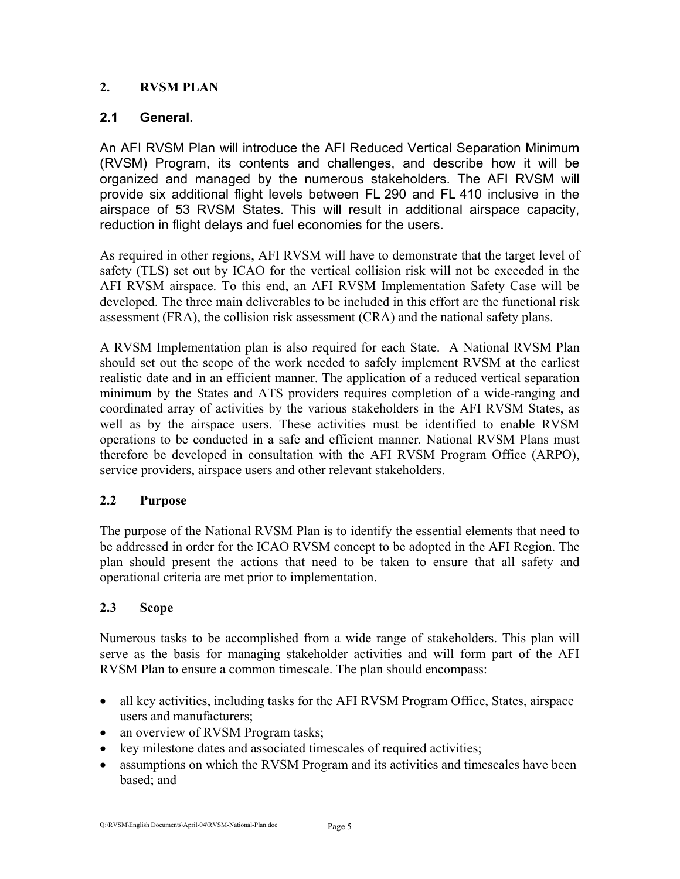## 2. RVSM PLAN

### 2.1 General.

An AFI RVSM Plan will introduce the AFI Reduced Vertical Separation Minimum (RVSM) Program, its contents and challenges, and describe how it will be organized and managed by the numerous stakeholders. The AFI RVSM will provide six additional flight levels between FL 290 and FL 410 inclusive in the airspace of 53 RVSM States. This will result in additional airspace capacity, reduction in flight delays and fuel economies for the users.

As required in other regions, AFI RVSM will have to demonstrate that the target level of safety (TLS) set out by ICAO for the vertical collision risk will not be exceeded in the AFI RVSM airspace. To this end, an AFI RVSM Implementation Safety Case will be developed. The three main deliverables to be included in this effort are the functional risk assessment (FRA), the collision risk assessment (CRA) and the national safety plans.

A RVSM Implementation plan is also required for each State. A National RVSM Plan should set out the scope of the work needed to safely implement RVSM at the earliest realistic date and in an efficient manner. The application of a reduced vertical separation minimum by the States and ATS providers requires completion of a wide-ranging and coordinated array of activities by the various stakeholders in the AFI RVSM States, as well as by the airspace users. These activities must be identified to enable RVSM operations to be conducted in a safe and efficient manner. National RVSM Plans must therefore be developed in consultation with the AFI RVSM Program Office (ARPO), service providers, airspace users and other relevant stakeholders.

### 2.2 Purpose

The purpose of the National RVSM Plan is to identify the essential elements that need to be addressed in order for the ICAO RVSM concept to be adopted in the AFI Region. The plan should present the actions that need to be taken to ensure that all safety and operational criteria are met prior to implementation.

### 2.3 Scope

Numerous tasks to be accomplished from a wide range of stakeholders. This plan will serve as the basis for managing stakeholder activities and will form part of the AFI RVSM Plan to ensure a common timescale. The plan should encompass:

- all key activities, including tasks for the AFI RVSM Program Office, States, airspace users and manufacturers;
- an overview of RVSM Program tasks;
- key milestone dates and associated timescales of required activities;
- assumptions on which the RVSM Program and its activities and timescales have been based; and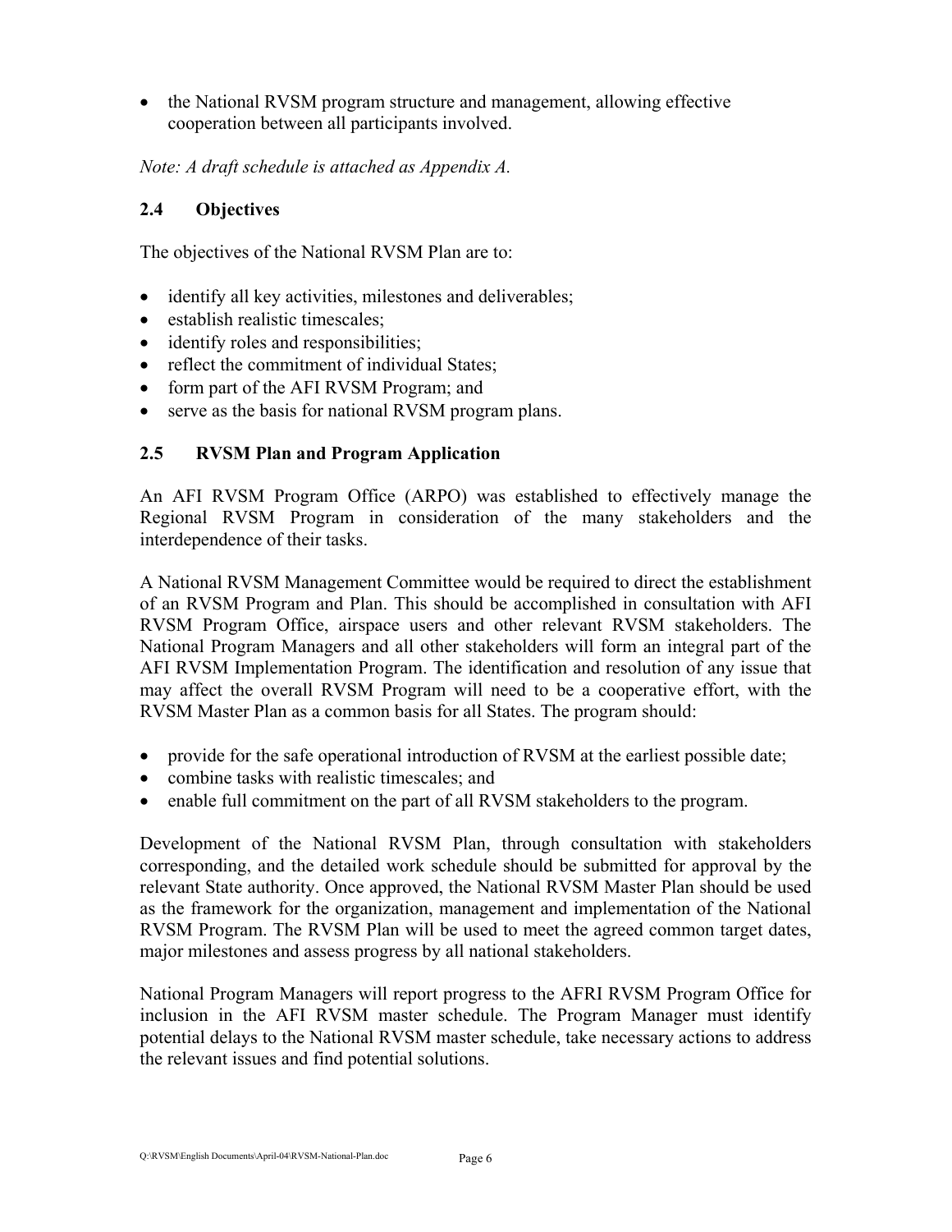- the National RVSM program structure and management, allowing effective cooperation between all participants involved.

*Note: A draft schedule is attached as Appendix A.*

### 2.4 Objectives

The objectives of the National RVSM Plan are to:

- identify all key activities, milestones and deliverables;
- establish realistic timescales;
- identify roles and responsibilities;
- reflect the commitment of individual States;
- form part of the AFI RVSM Program; and
- serve as the basis for national RVSM program plans.

### 2.5 RVSM Plan and Program Application

An AFI RVSM Program Office (ARPO) was established to effectively manage the Regional RVSM Program in consideration of the many stakeholders and the interdependence of their tasks.

A National RVSM Management Committee would be required to direct the establishment of an RVSM Program and Plan. This should be accomplished in consultation with AFI RVSM Program Office, airspace users and other relevant RVSM stakeholders. The National Program Managers and all other stakeholders will form an integral part of the AFI RVSM Implementation Program. The identification and resolution of any issue that may affect the overall RVSM Program will need to be a cooperative effort, with the RVSM Master Plan as a common basis for all States. The program should:

- provide for the safe operational introduction of RVSM at the earliest possible date;
- combine tasks with realistic timescales; and
- enable full commitment on the part of all RVSM stakeholders to the program.

Development of the National RVSM Plan, through consultation with stakeholders corresponding, and the detailed work schedule should be submitted for approval by the relevant State authority. Once approved, the National RVSM Master Plan should be used as the framework for the organization, management and implementation of the National RVSM Program. The RVSM Plan will be used to meet the agreed common target dates, major milestones and assess progress by all national stakeholders.

National Program Managers will report progress to the AFRI RVSM Program Office for inclusion in the AFI RVSM master schedule. The Program Manager must identify potential delays to the National RVSM master schedule, take necessary actions to address the relevant issues and find potential solutions.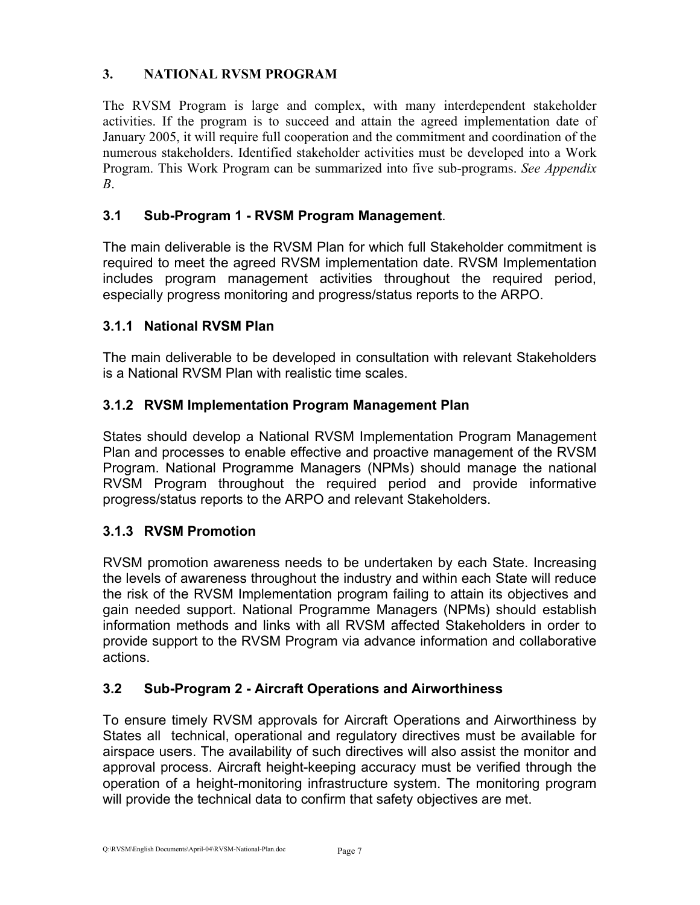## 3. NATIONAL RVSM PROGRAM

The RVSM Program is large and complex, with many interdependent stakeholder activities. If the program is to succeed and attain the agreed implementation date of January 2005, it will require full cooperation and the commitment and coordination of the numerous stakeholders. Identified stakeholder activities must be developed into a Work Program. This Work Program can be summarized into five sub-programs. *See Appendix B*.

### 3.1 Sub-Program 1 - RVSM Program Management.

The main deliverable is the RVSM Plan for which full Stakeholder commitment is required to meet the agreed RVSM implementation date. RVSM Implementation includes program management activities throughout the required period, especially progress monitoring and progress/status reports to the ARPO.

### 3.1.1 National RVSM Plan

The main deliverable to be developed in consultation with relevant Stakeholders is a National RVSM Plan with realistic time scales.

### 3.1.2 RVSM Implementation Program Management Plan

States should develop a National RVSM Implementation Program Management Plan and processes to enable effective and proactive management of the RVSM Program. National Programme Managers (NPMs) should manage the national RVSM Program throughout the required period and provide informative progress/status reports to the ARPO and relevant Stakeholders.

### 3.1.3 RVSM Promotion

RVSM promotion awareness needs to be undertaken by each State. Increasing the levels of awareness throughout the industry and within each State will reduce the risk of the RVSM Implementation program failing to attain its objectives and gain needed support. National Programme Managers (NPMs) should establish information methods and links with all RVSM affected Stakeholders in order to provide support to the RVSM Program via advance information and collaborative actions.

### 3.2 Sub-Program 2 - Aircraft Operations and Airworthiness

To ensure timely RVSM approvals for Aircraft Operations and Airworthiness by States all technical, operational and regulatory directives must be available for airspace users. The availability of such directives will also assist the monitor and approval process. Aircraft height-keeping accuracy must be verified through the operation of a height-monitoring infrastructure system. The monitoring program will provide the technical data to confirm that safety objectives are met.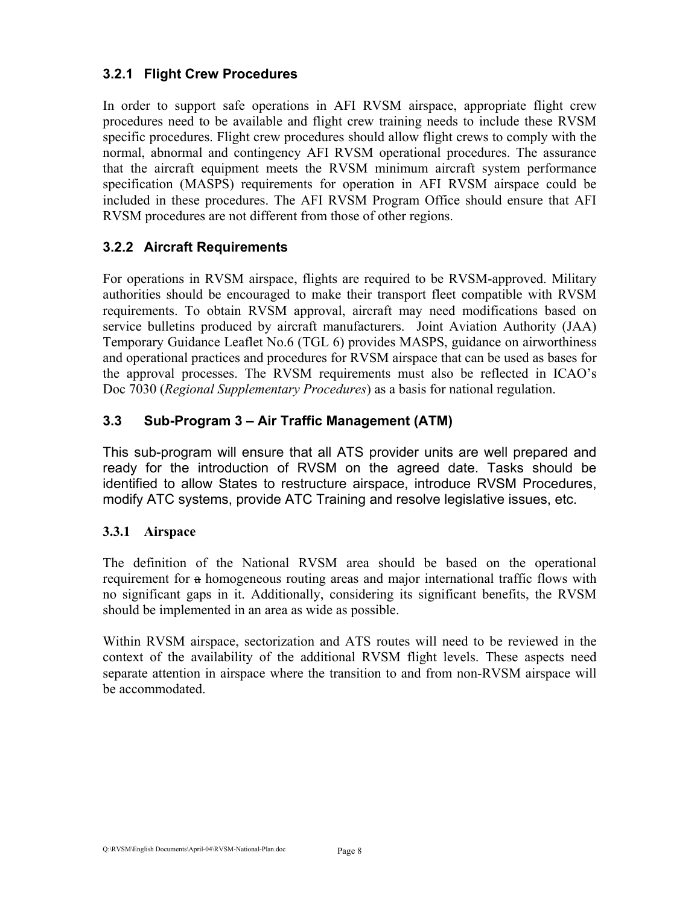### 3.2.1 Flight Crew Procedures

In order to support safe operations in AFI RVSM airspace, appropriate flight crew procedures need to be available and flight crew training needs to include these RVSM specific procedures. Flight crew procedures should allow flight crews to comply with the normal, abnormal and contingency AFI RVSM operational procedures. The assurance that the aircraft equipment meets the RVSM minimum aircraft system performance specification (MASPS) requirements for operation in AFI RVSM airspace could be included in these procedures. The AFI RVSM Program Office should ensure that AFI RVSM procedures are not different from those of other regions.

### 3.2.2 Aircraft Requirements

For operations in RVSM airspace, flights are required to be RVSM-approved. Military authorities should be encouraged to make their transport fleet compatible with RVSM requirements. To obtain RVSM approval, aircraft may need modifications based on service bulletins produced by aircraft manufacturers. Joint Aviation Authority (JAA) Temporary Guidance Leaflet No.6 (TGL 6) provides MASPS, guidance on airworthiness and operational practices and procedures for RVSM airspace that can be used as bases for the approval processes. The RVSM requirements must also be reflected in ICAO's Doc 7030 (*Regional Supplementary Procedures*) as a basis for national regulation.

## 3.3 Sub-Program 3 – Air Traffic Management (ATM)

This sub-program will ensure that all ATS provider units are well prepared and ready for the introduction of RVSM on the agreed date. Tasks should be identified to allow States to restructure airspace, introduce RVSM Procedures, modify ATC systems, provide ATC Training and resolve legislative issues, etc.

### 3.3.1 Airspace

The definition of the National RVSM area should be based on the operational requirement for ~~a~~ homogeneous routing areas and major international traffic flows with no significant gaps in it. Additionally, considering its significant benefits, the RVSM should be implemented in an area as wide as possible.

Within RVSM airspace, sectorization and ATS routes will need to be reviewed in the context of the availability of the additional RVSM flight levels. These aspects need separate attention in airspace where the transition to and from non-RVSM airspace will be accommodated.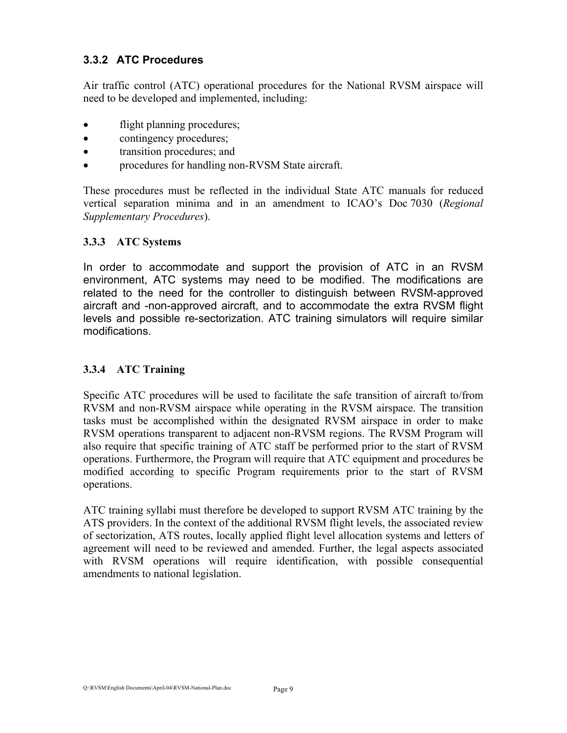### 3.3.2 ATC Procedures

Air traffic control (ATC) operational procedures for the National RVSM airspace will need to be developed and implemented, including:

- flight planning procedures;
- contingency procedures;
- transition procedures; and
- procedures for handling non-RVSM State aircraft.

These procedures must be reflected in the individual State ATC manuals for reduced vertical separation minima and in an amendment to ICAO's Doc 7030 (*Regional Supplementary Procedures*).

### 3.3.3 ATC Systems

In order to accommodate and support the provision of ATC in an RVSM environment, ATC systems may need to be modified. The modifications are related to the need for the controller to distinguish between RVSM-approved aircraft and -non-approved aircraft, and to accommodate the extra RVSM flight levels and possible re-sectorization. ATC training simulators will require similar modifications.

### 3.3.4 ATC Training

Specific ATC procedures will be used to facilitate the safe transition of aircraft to/from RVSM and non-RVSM airspace while operating in the RVSM airspace. The transition tasks must be accomplished within the designated RVSM airspace in order to make RVSM operations transparent to adjacent non-RVSM regions. The RVSM Program will also require that specific training of ATC staff be performed prior to the start of RVSM operations. Furthermore, the Program will require that ATC equipment and procedures be modified according to specific Program requirements prior to the start of RVSM operations.

ATC training syllabi must therefore be developed to support RVSM ATC training by the ATS providers. In the context of the additional RVSM flight levels, the associated review of sectorization, ATS routes, locally applied flight level allocation systems and letters of agreement will need to be reviewed and amended. Further, the legal aspects associated with RVSM operations will require identification, with possible consequential amendments to national legislation.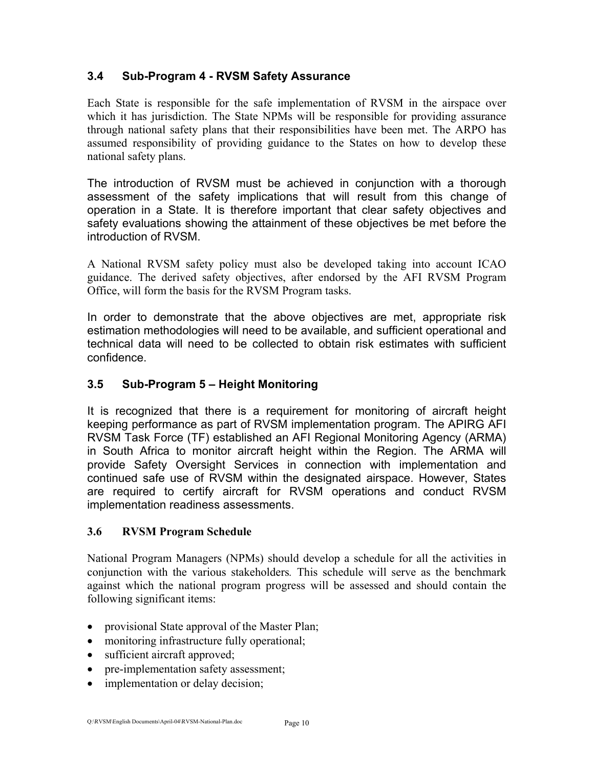### 3.4 Sub-Program 4 - RVSM Safety Assurance

Each State is responsible for the safe implementation of RVSM in the airspace over which it has jurisdiction. The State NPMs will be responsible for providing assurance through national safety plans that their responsibilities have been met. The ARPO has assumed responsibility of providing guidance to the States on how to develop these national safety plans.

The introduction of RVSM must be achieved in conjunction with a thorough assessment of the safety implications that will result from this change of operation in a State. It is therefore important that clear safety objectives and safety evaluations showing the attainment of these objectives be met before the introduction of RVSM.

A National RVSM safety policy must also be developed taking into account ICAO guidance. The derived safety objectives, after endorsed by the AFI RVSM Program Office, will form the basis for the RVSM Program tasks.

In order to demonstrate that the above objectives are met, appropriate risk estimation methodologies will need to be available, and sufficient operational and technical data will need to be collected to obtain risk estimates with sufficient confidence.

### 3.5 Sub-Program 5 – Height Monitoring

It is recognized that there is a requirement for monitoring of aircraft height keeping performance as part of RVSM implementation program. The APIRG AFI RVSM Task Force (TF) established an AFI Regional Monitoring Agency (ARMA) in South Africa to monitor aircraft height within the Region. The ARMA will provide Safety Oversight Services in connection with implementation and continued safe use of RVSM within the designated airspace. However, States are required to certify aircraft for RVSM operations and conduct RVSM implementation readiness assessments.

### 3.6 RVSM Program Schedule

National Program Managers (NPMs) should develop a schedule for all the activities in conjunction with the various stakeholders. This schedule will serve as the benchmark against which the national program progress will be assessed and should contain the following significant items:

- provisional State approval of the Master Plan;
- monitoring infrastructure fully operational;
- sufficient aircraft approved;
- pre-implementation safety assessment;
- implementation or delay decision;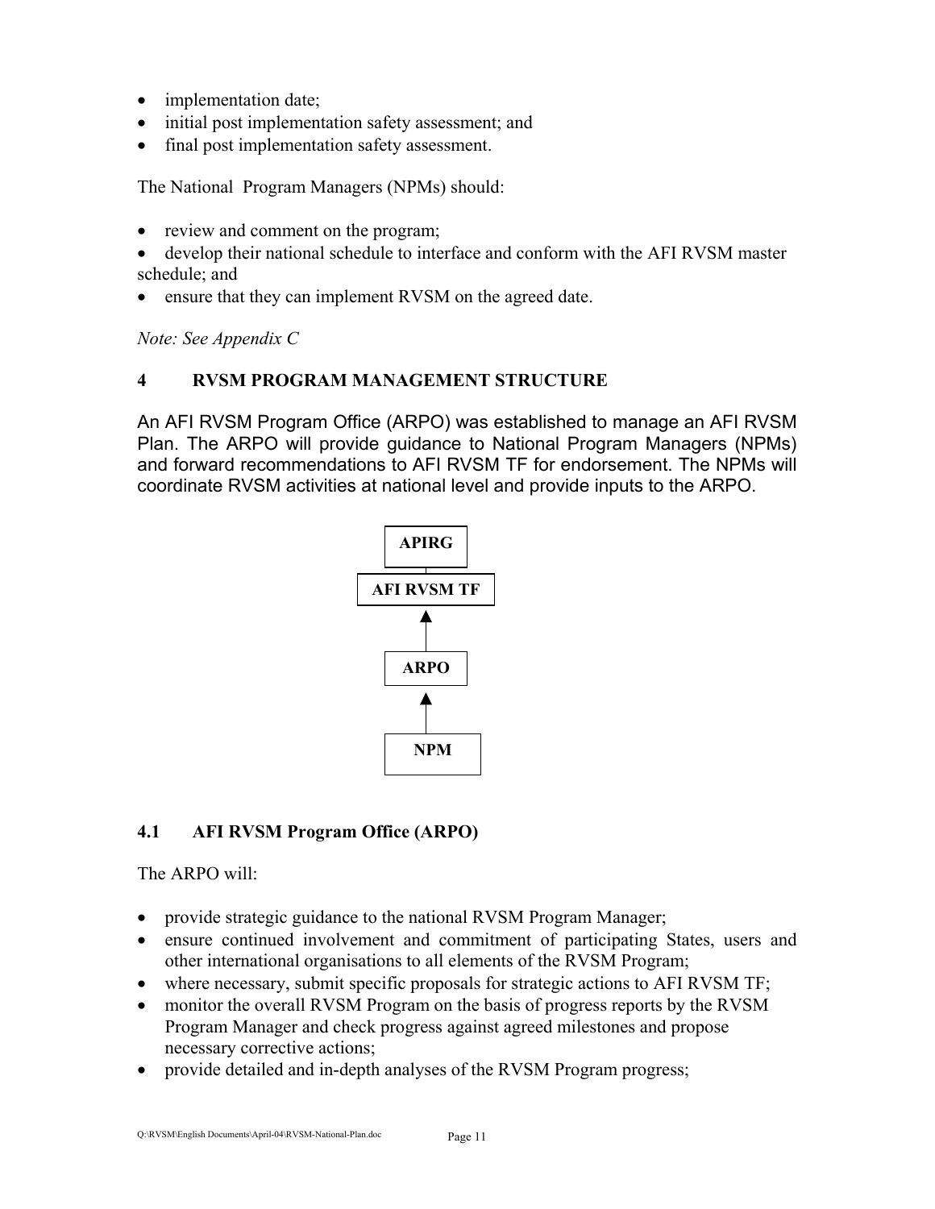- implementation date;
- initial post implementation safety assessment; and
- final post implementation safety assessment.

The National Program Managers (NPMs) should:

- review and comment on the program;
- develop their national schedule to interface and conform with the AFI RVSM master schedule; and
- ensure that they can implement RVSM on the agreed date.

*Note: See Appendix C*

## 4 RVSM PROGRAM MANAGEMENT STRUCTURE

An AFI RVSM Program Office (ARPO) was established to manage an AFI RVSM Plan. The ARPO will provide guidance to National Program Managers (NPMs) and forward recommendations to AFI RVSM TF for endorsement. The NPMs will coordinate RVSM activities at national level and provide inputs to the ARPO.

```
    APIRG
      |
 AFI RVSM TF
      ▲
      |
    ARPO
      ▲
      |
     NPM
```

### 4.1 AFI RVSM Program Office (ARPO)

The ARPO will:

- provide strategic guidance to the national RVSM Program Manager;
- ensure continued involvement and commitment of participating States, users and other international organisations to all elements of the RVSM Program;
- where necessary, submit specific proposals for strategic actions to AFI RVSM TF;
- monitor the overall RVSM Program on the basis of progress reports by the RVSM Program Manager and check progress against agreed milestones and propose necessary corrective actions;
- provide detailed and in-depth analyses of the RVSM Program progress;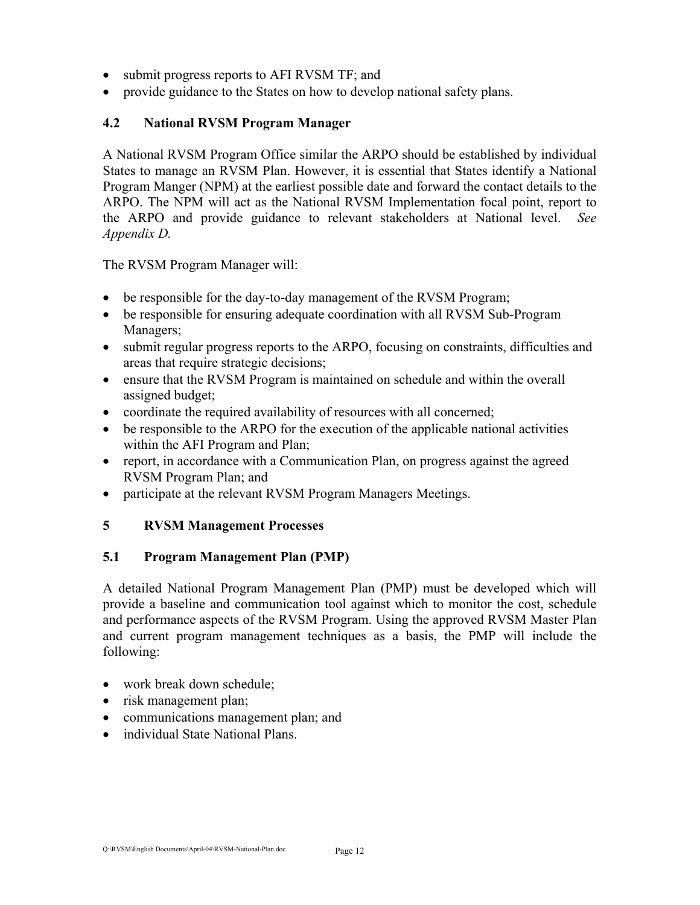- submit progress reports to AFI RVSM TF; and
- provide guidance to the States on how to develop national safety plans.

### 4.2 National RVSM Program Manager

A National RVSM Program Office similar the ARPO should be established by individual States to manage an RVSM Plan. However, it is essential that States identify a National Program Manger (NPM) at the earliest possible date and forward the contact details to the ARPO. The NPM will act as the National RVSM Implementation focal point, report to the ARPO and provide guidance to relevant stakeholders at National level. *See Appendix D.*

The RVSM Program Manager will:

- be responsible for the day-to-day management of the RVSM Program;
- be responsible for ensuring adequate coordination with all RVSM Sub-Program Managers;
- submit regular progress reports to the ARPO, focusing on constraints, difficulties and areas that require strategic decisions;
- ensure that the RVSM Program is maintained on schedule and within the overall assigned budget;
- coordinate the required availability of resources with all concerned;
- be responsible to the ARPO for the execution of the applicable national activities within the AFI Program and Plan;
- report, in accordance with a Communication Plan, on progress against the agreed RVSM Program Plan; and
- participate at the relevant RVSM Program Managers Meetings.

## 5 RVSM Management Processes

### 5.1 Program Management Plan (PMP)

A detailed National Program Management Plan (PMP) must be developed which will provide a baseline and communication tool against which to monitor the cost, schedule and performance aspects of the RVSM Program. Using the approved RVSM Master Plan and current program management techniques as a basis, the PMP will include the following:

- work break down schedule;
- risk management plan;
- communications management plan; and
- individual State National Plans.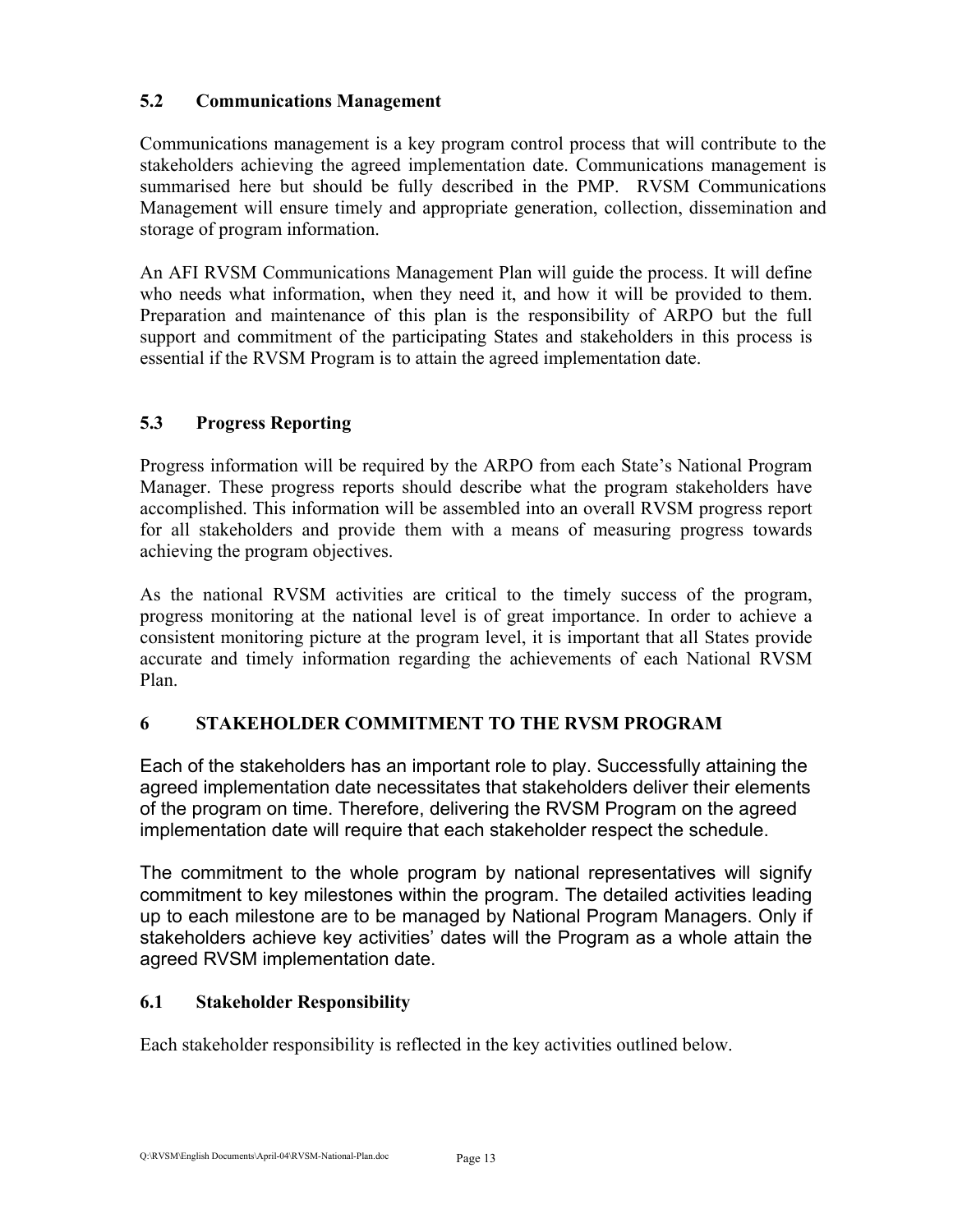### 5.2 Communications Management

Communications management is a key program control process that will contribute to the stakeholders achieving the agreed implementation date. Communications management is summarised here but should be fully described in the PMP. RVSM Communications Management will ensure timely and appropriate generation, collection, dissemination and storage of program information.

An AFI RVSM Communications Management Plan will guide the process. It will define who needs what information, when they need it, and how it will be provided to them. Preparation and maintenance of this plan is the responsibility of ARPO but the full support and commitment of the participating States and stakeholders in this process is essential if the RVSM Program is to attain the agreed implementation date.

### 5.3 Progress Reporting

Progress information will be required by the ARPO from each State's National Program Manager. These progress reports should describe what the program stakeholders have accomplished. This information will be assembled into an overall RVSM progress report for all stakeholders and provide them with a means of measuring progress towards achieving the program objectives.

As the national RVSM activities are critical to the timely success of the program, progress monitoring at the national level is of great importance. In order to achieve a consistent monitoring picture at the program level, it is important that all States provide accurate and timely information regarding the achievements of each National RVSM Plan.

## 6 STAKEHOLDER COMMITMENT TO THE RVSM PROGRAM

Each of the stakeholders has an important role to play. Successfully attaining the agreed implementation date necessitates that stakeholders deliver their elements of the program on time. Therefore, delivering the RVSM Program on the agreed implementation date will require that each stakeholder respect the schedule.

The commitment to the whole program by national representatives will signify commitment to key milestones within the program. The detailed activities leading up to each milestone are to be managed by National Program Managers. Only if stakeholders achieve key activities' dates will the Program as a whole attain the agreed RVSM implementation date.

### 6.1 Stakeholder Responsibility

Each stakeholder responsibility is reflected in the key activities outlined below.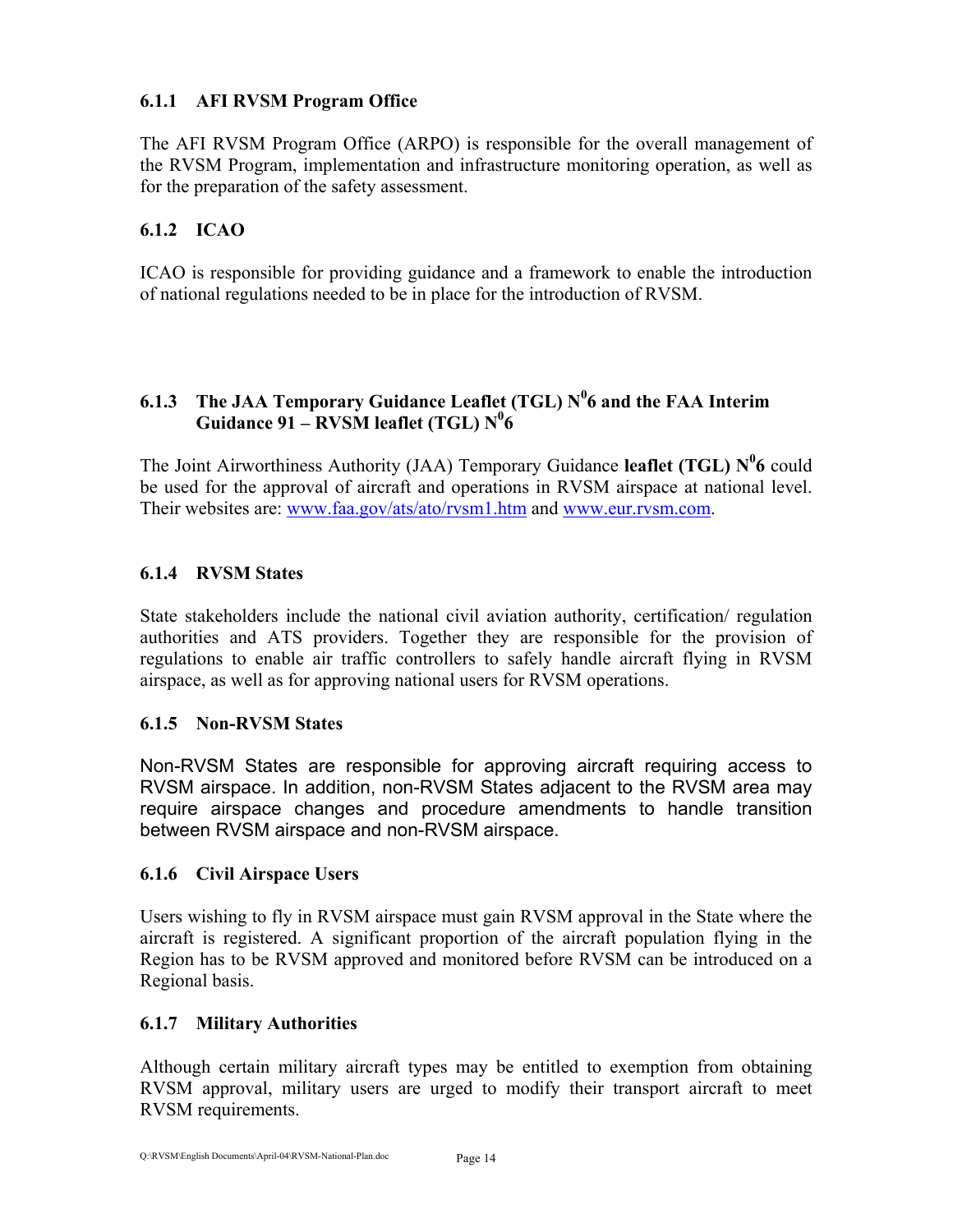### 6.1.1 AFI RVSM Program Office

The AFI RVSM Program Office (ARPO) is responsible for the overall management of the RVSM Program, implementation and infrastructure monitoring operation, as well as for the preparation of the safety assessment.

### 6.1.2 ICAO

ICAO is responsible for providing guidance and a framework to enable the introduction of national regulations needed to be in place for the introduction of RVSM.

### 6.1.3 The JAA Temporary Guidance Leaflet (TGL) N⁰6 and the FAA Interim Guidance 91 – RVSM leaflet (TGL) N⁰6

The Joint Airworthiness Authority (JAA) Temporary Guidance **leaflet (TGL) N⁰6** could be used for the approval of aircraft and operations in RVSM airspace at national level. Their websites are: [www.faa.gov/ats/ato/rvsm1.htm](www.faa.gov/ats/ato/rvsm1.htm) and [www.eur.rvsm.com](www.eur.rvsm.com).

### 6.1.4 RVSM States

State stakeholders include the national civil aviation authority, certification/ regulation authorities and ATS providers. Together they are responsible for the provision of regulations to enable air traffic controllers to safely handle aircraft flying in RVSM airspace, as well as for approving national users for RVSM operations.

### 6.1.5 Non-RVSM States

Non-RVSM States are responsible for approving aircraft requiring access to RVSM airspace. In addition, non-RVSM States adjacent to the RVSM area may require airspace changes and procedure amendments to handle transition between RVSM airspace and non-RVSM airspace.

### 6.1.6 Civil Airspace Users

Users wishing to fly in RVSM airspace must gain RVSM approval in the State where the aircraft is registered. A significant proportion of the aircraft population flying in the Region has to be RVSM approved and monitored before RVSM can be introduced on a Regional basis.

### 6.1.7 Military Authorities

Although certain military aircraft types may be entitled to exemption from obtaining RVSM approval, military users are urged to modify their transport aircraft to meet RVSM requirements.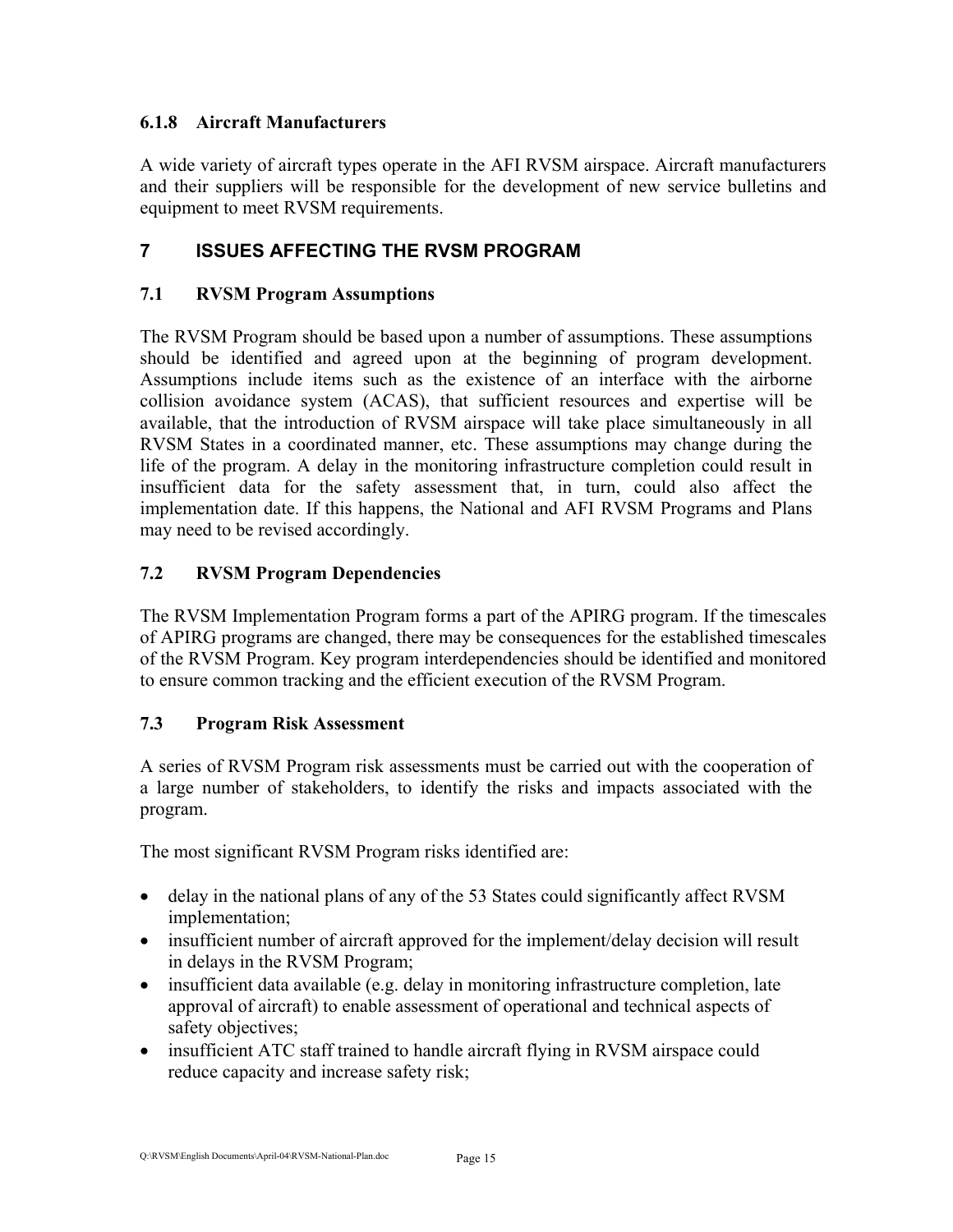### 6.1.8 Aircraft Manufacturers

A wide variety of aircraft types operate in the AFI RVSM airspace. Aircraft manufacturers and their suppliers will be responsible for the development of new service bulletins and equipment to meet RVSM requirements.

## 7 ISSUES AFFECTING THE RVSM PROGRAM

### 7.1 RVSM Program Assumptions

The RVSM Program should be based upon a number of assumptions. These assumptions should be identified and agreed upon at the beginning of program development. Assumptions include items such as the existence of an interface with the airborne collision avoidance system (ACAS), that sufficient resources and expertise will be available, that the introduction of RVSM airspace will take place simultaneously in all RVSM States in a coordinated manner, etc. These assumptions may change during the life of the program. A delay in the monitoring infrastructure completion could result in insufficient data for the safety assessment that, in turn, could also affect the implementation date. If this happens, the National and AFI RVSM Programs and Plans may need to be revised accordingly.

### 7.2 RVSM Program Dependencies

The RVSM Implementation Program forms a part of the APIRG program. If the timescales of APIRG programs are changed, there may be consequences for the established timescales of the RVSM Program. Key program interdependencies should be identified and monitored to ensure common tracking and the efficient execution of the RVSM Program.

### 7.3 Program Risk Assessment

A series of RVSM Program risk assessments must be carried out with the cooperation of a large number of stakeholders, to identify the risks and impacts associated with the program.

The most significant RVSM Program risks identified are:

- delay in the national plans of any of the 53 States could significantly affect RVSM implementation;
- insufficient number of aircraft approved for the implement/delay decision will result in delays in the RVSM Program;
- insufficient data available (e.g. delay in monitoring infrastructure completion, late approval of aircraft) to enable assessment of operational and technical aspects of safety objectives;
- insufficient ATC staff trained to handle aircraft flying in RVSM airspace could reduce capacity and increase safety risk;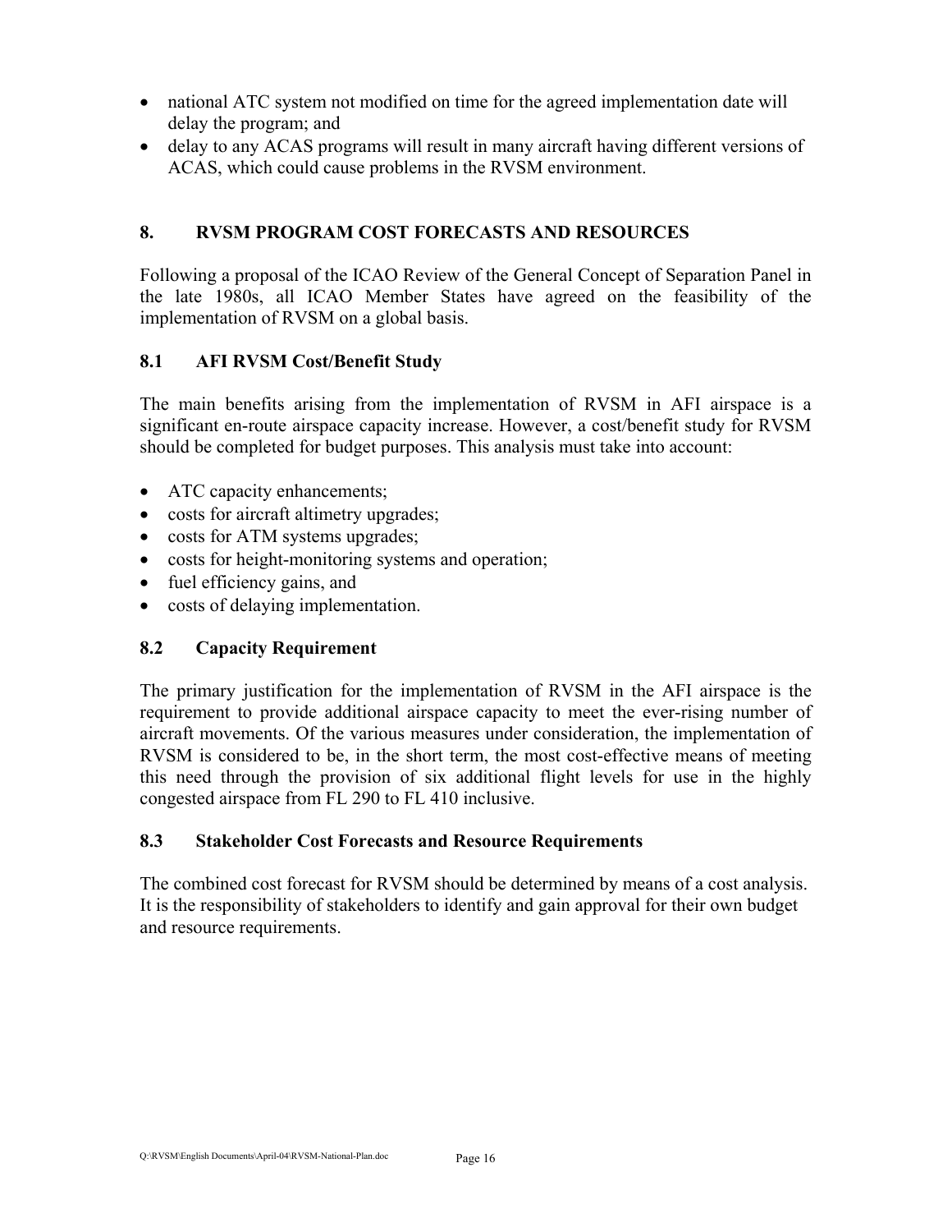- national ATC system not modified on time for the agreed implementation date will delay the program; and
- delay to any ACAS programs will result in many aircraft having different versions of ACAS, which could cause problems in the RVSM environment.

## 8. RVSM PROGRAM COST FORECASTS AND RESOURCES

Following a proposal of the ICAO Review of the General Concept of Separation Panel in the late 1980s, all ICAO Member States have agreed on the feasibility of the implementation of RVSM on a global basis.

### 8.1 AFI RVSM Cost/Benefit Study

The main benefits arising from the implementation of RVSM in AFI airspace is a significant en-route airspace capacity increase. However, a cost/benefit study for RVSM should be completed for budget purposes. This analysis must take into account:

- ATC capacity enhancements;
- costs for aircraft altimetry upgrades;
- costs for ATM systems upgrades;
- costs for height-monitoring systems and operation;
- fuel efficiency gains, and
- costs of delaying implementation.

### 8.2 Capacity Requirement

The primary justification for the implementation of RVSM in the AFI airspace is the requirement to provide additional airspace capacity to meet the ever-rising number of aircraft movements. Of the various measures under consideration, the implementation of RVSM is considered to be, in the short term, the most cost-effective means of meeting this need through the provision of six additional flight levels for use in the highly congested airspace from FL 290 to FL 410 inclusive.

### 8.3 Stakeholder Cost Forecasts and Resource Requirements

The combined cost forecast for RVSM should be determined by means of a cost analysis. It is the responsibility of stakeholders to identify and gain approval for their own budget and resource requirements.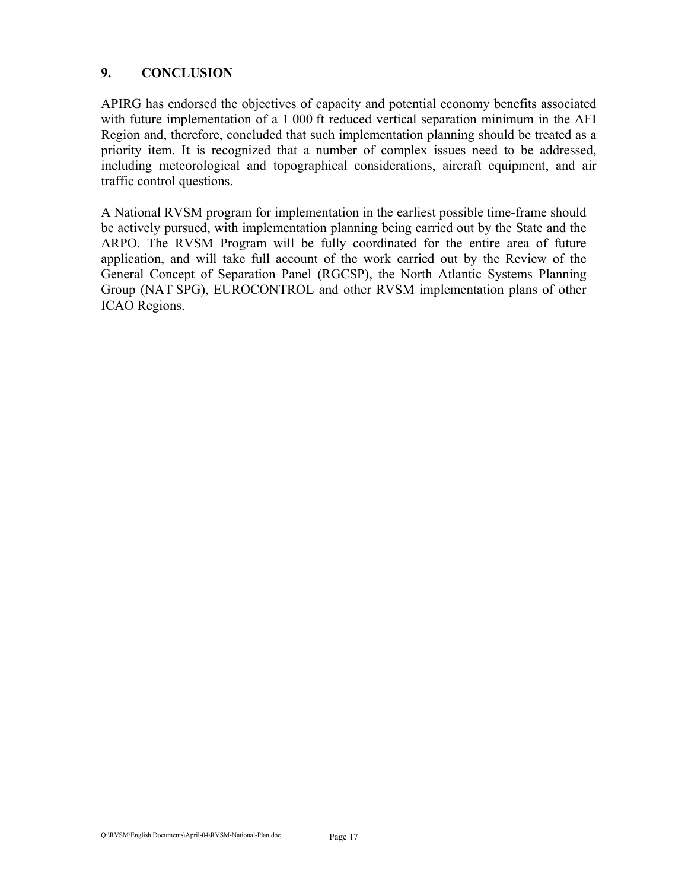## 9. CONCLUSION

APIRG has endorsed the objectives of capacity and potential economy benefits associated with future implementation of a 1 000 ft reduced vertical separation minimum in the AFI Region and, therefore, concluded that such implementation planning should be treated as a priority item. It is recognized that a number of complex issues need to be addressed, including meteorological and topographical considerations, aircraft equipment, and air traffic control questions.

A National RVSM program for implementation in the earliest possible time-frame should be actively pursued, with implementation planning being carried out by the State and the ARPO. The RVSM Program will be fully coordinated for the entire area of future application, and will take full account of the work carried out by the Review of the General Concept of Separation Panel (RGCSP), the North Atlantic Systems Planning Group (NAT SPG), EUROCONTROL and other RVSM implementation plans of other ICAO Regions.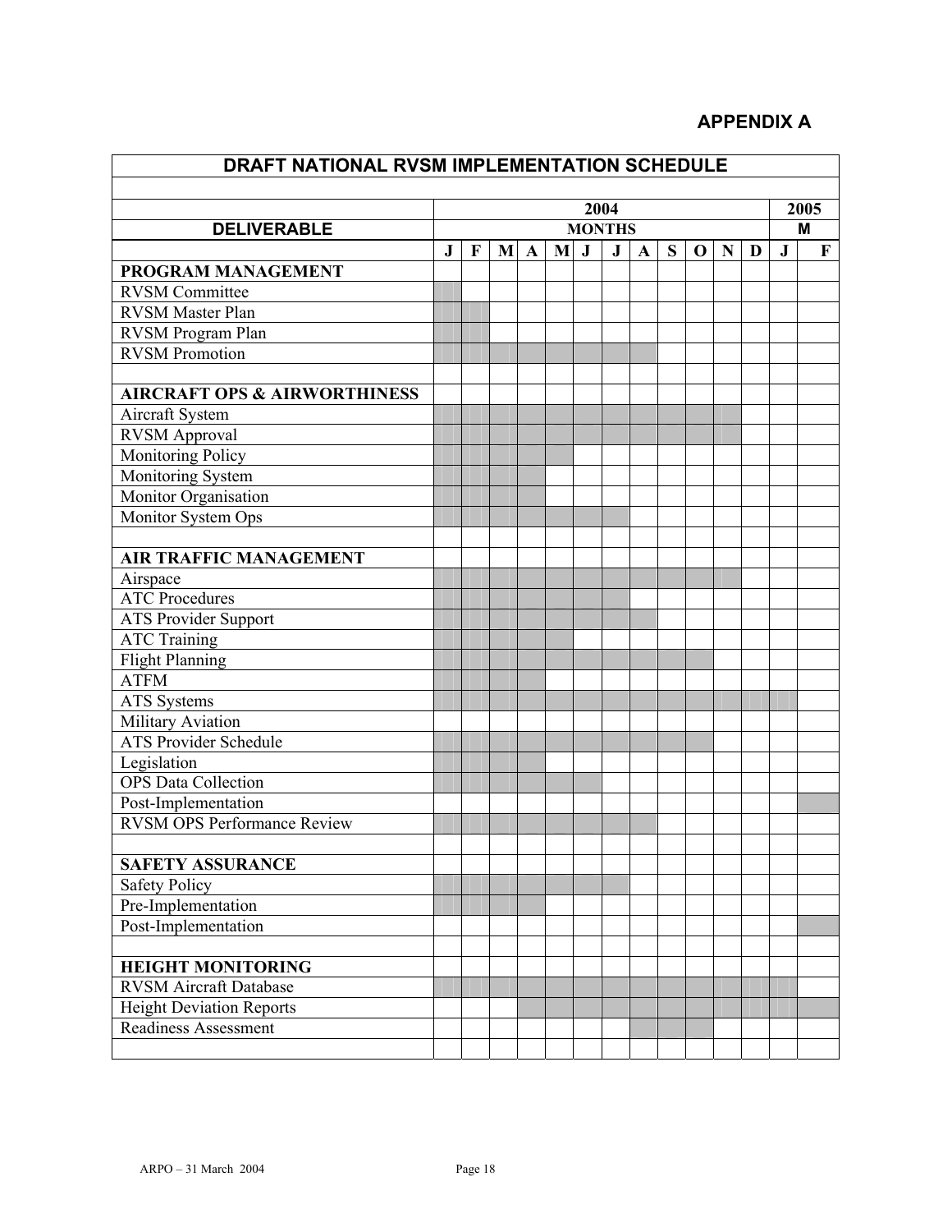## APPENDIX A

| DRAFT NATIONAL RVSM IMPLEMENTATION SCHEDULE | | | | | | | | | | | | | | |
|---|---|---|---|---|---|---|---|---|---|---|---|---|---|---|
| | 2004 | | | | | | | | | | | | 2005 | |
| **DELIVERABLE** | MONTHS | | | | | | | | | | | | M | |
| | J | F | M | A | M | J | J | A | S | O | N | D | J | F |
| **PROGRAM MANAGEMENT** | | | | | | | | | | | | | | |
| RVSM Committee | | | | | | | | | | | | | | |
| RVSM Master Plan | | | | | | | | | | | | | | |
| RVSM Program Plan | | | | | | | | | | | | | | |
| RVSM Promotion | | | | | | | | | | | | | | |
| | | | | | | | | | | | | | | |
| **AIRCRAFT OPS & AIRWORTHINESS** | | | | | | | | | | | | | | |
| Aircraft System | | | | | | | | | | | | | | |
| RVSM Approval | | | | | | | | | | | | | | |
| Monitoring Policy | | | | | | | | | | | | | | |
| Monitoring System | | | | | | | | | | | | | | |
| Monitor Organisation | | | | | | | | | | | | | | |
| Monitor System Ops | | | | | | | | | | | | | | |
| | | | | | | | | | | | | | | |
| **AIR TRAFFIC MANAGEMENT** | | | | | | | | | | | | | | |
| Airspace | | | | | | | | | | | | | | |
| ATC Procedures | | | | | | | | | | | | | | |
| ATS Provider Support | | | | | | | | | | | | | | |
| ATC Training | | | | | | | | | | | | | | |
| Flight Planning | | | | | | | | | | | | | | |
| ATFM | | | | | | | | | | | | | | |
| ATS Systems | | | | | | | | | | | | | | |
| Military Aviation | | | | | | | | | | | | | | |
| ATS Provider Schedule | | | | | | | | | | | | | | |
| Legislation | | | | | | | | | | | | | | |
| OPS Data Collection | | | | | | | | | | | | | | |
| Post-Implementation | | | | | | | | | | | | | | |
| RVSM OPS Performance Review | | | | | | | | | | | | | | |
| | | | | | | | | | | | | | | |
| **SAFETY ASSURANCE** | | | | | | | | | | | | | | |
| Safety Policy | | | | | | | | | | | | | | |
| Pre-Implementation | | | | | | | | | | | | | | |
| Post-Implementation | | | | | | | | | | | | | | |
| | | | | | | | | | | | | | | |
| **HEIGHT MONITORING** | | | | | | | | | | | | | | |
| RVSM Aircraft Database | | | | | | | | | | | | | | |
| Height Deviation Reports | | | | | | | | | | | | | | |
| Readiness Assessment | | | | | | | | | | | | | | |
| | | | | | | | | | | | | | | |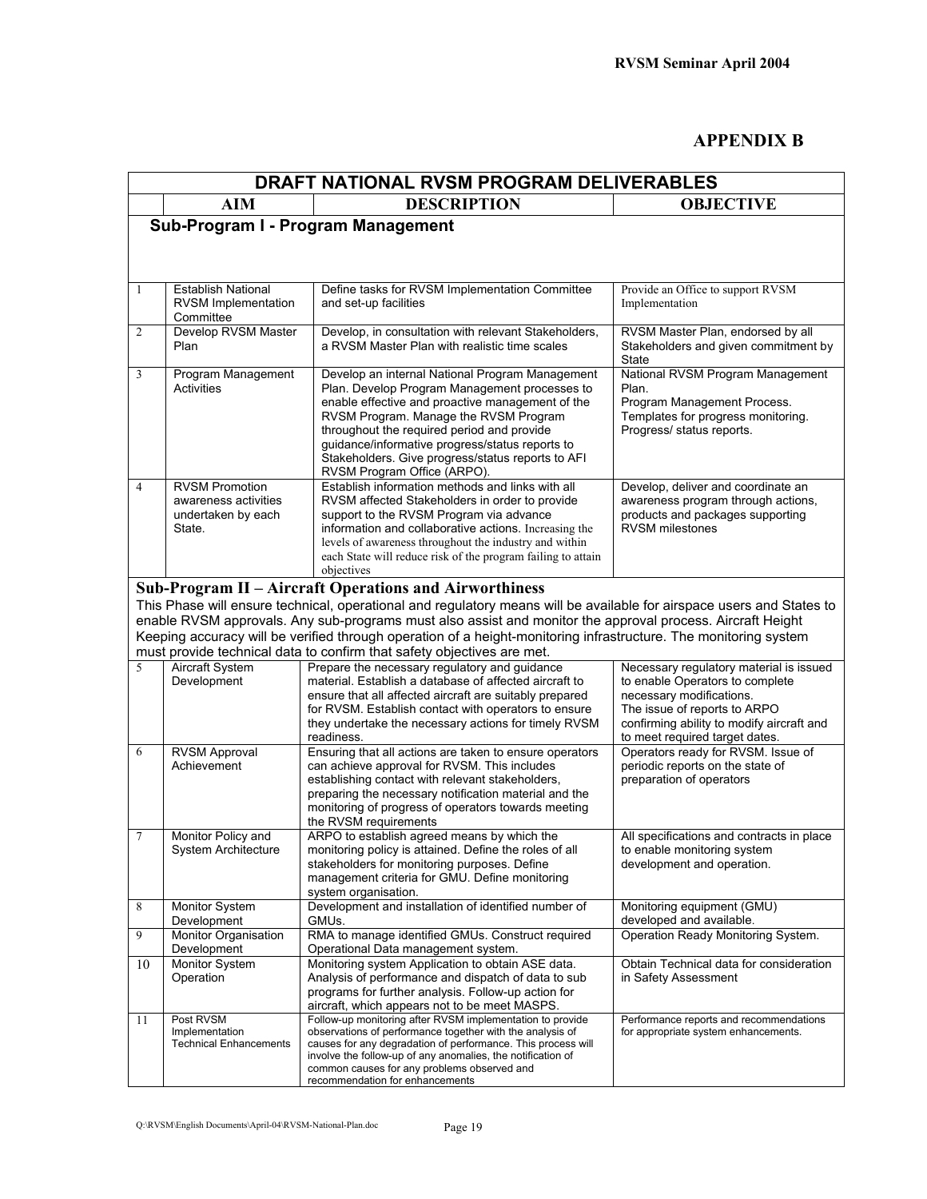## APPENDIX B

| DRAFT NATIONAL RVSM PROGRAM DELIVERABLES | | | |
|---|---|---|---|
| | **AIM** | **DESCRIPTION** | **OBJECTIVE** |
| **Sub-Program I - Program Management** | | | |
| 1 | Establish National RVSM Implementation Committee | Define tasks for RVSM Implementation Committee and set-up facilities | Provide an Office to support RVSM Implementation |
| 2 | Develop RVSM Master Plan | Develop, in consultation with relevant Stakeholders, a RVSM Master Plan with realistic time scales | RVSM Master Plan, endorsed by all Stakeholders and given commitment by State |
| 3 | Program Management Activities | Develop an internal National Program Management Plan. Develop Program Management processes to enable effective and proactive management of the RVSM Program. Manage the RVSM Program throughout the required period and provide guidance/informative progress/status reports to Stakeholders. Give progress/status reports to AFI RVSM Program Office (ARPO). | National RVSM Program Management Plan.<br>Program Management Process.<br>Templates for progress monitoring.<br>Progress/ status reports. |
| 4 | RVSM Promotion awareness activities undertaken by each State. | Establish information methods and links with all RVSM affected Stakeholders in order to provide support to the RVSM Program via advance information and collaborative actions. Increasing the levels of awareness throughout the industry and within each State will reduce risk of the program failing to attain objectives | Develop, deliver and coordinate an awareness program through actions, products and packages supporting RVSM milestones |
| **Sub-Program II – Aircraft Operations and Airworthiness**<br>This Phase will ensure technical, operational and regulatory means will be available for airspace users and States to enable RVSM approvals. Any sub-programs must also assist and monitor the approval process. Aircraft Height Keeping accuracy will be verified through operation of a height-monitoring infrastructure. The monitoring system must provide technical data to confirm that safety objectives are met. | | | |
| 5 | Aircraft System Development | Prepare the necessary regulatory and guidance material. Establish a database of affected aircraft to ensure that all affected aircraft are suitably prepared for RVSM. Establish contact with operators to ensure they undertake the necessary actions for timely RVSM readiness. | Necessary regulatory material is issued to enable Operators to complete necessary modifications.<br>The issue of reports to ARPO confirming ability to modify aircraft and to meet required target dates. |
| 6 | RVSM Approval Achievement | Ensuring that all actions are taken to ensure operators can achieve approval for RVSM. This includes establishing contact with relevant stakeholders, preparing the necessary notification material and the monitoring of progress of operators towards meeting the RVSM requirements | Operators ready for RVSM. Issue of periodic reports on the state of preparation of operators |
| 7 | Monitor Policy and System Architecture | ARPO to establish agreed means by which the monitoring policy is attained. Define the roles of all stakeholders for monitoring purposes. Define management criteria for GMU. Define monitoring system organisation. | All specifications and contracts in place to enable monitoring system development and operation. |
| 8 | Monitor System Development | Development and installation of identified number of GMUs. | Monitoring equipment (GMU) developed and available. |
| 9 | Monitor Organisation Development | RMA to manage identified GMUs. Construct required Operational Data management system. | Operation Ready Monitoring System. |
| 10 | Monitor System Operation | Monitoring system Application to obtain ASE data. Analysis of performance and dispatch of data to sub programs for further analysis. Follow-up action for aircraft, which appears not to be meet MASPS. | Obtain Technical data for consideration in Safety Assessment |
| 11 | Post RVSM Implementation Technical Enhancements | Follow-up monitoring after RVSM implementation to provide observations of performance together with the analysis of causes for any degradation of performance. This process will involve the follow-up of any anomalies, the notification of common causes for any problems observed and recommendation for enhancements | Performance reports and recommendations for appropriate system enhancements. |

Q:\RVSM\English Documents\April-04\RVSM-National-Plan.doc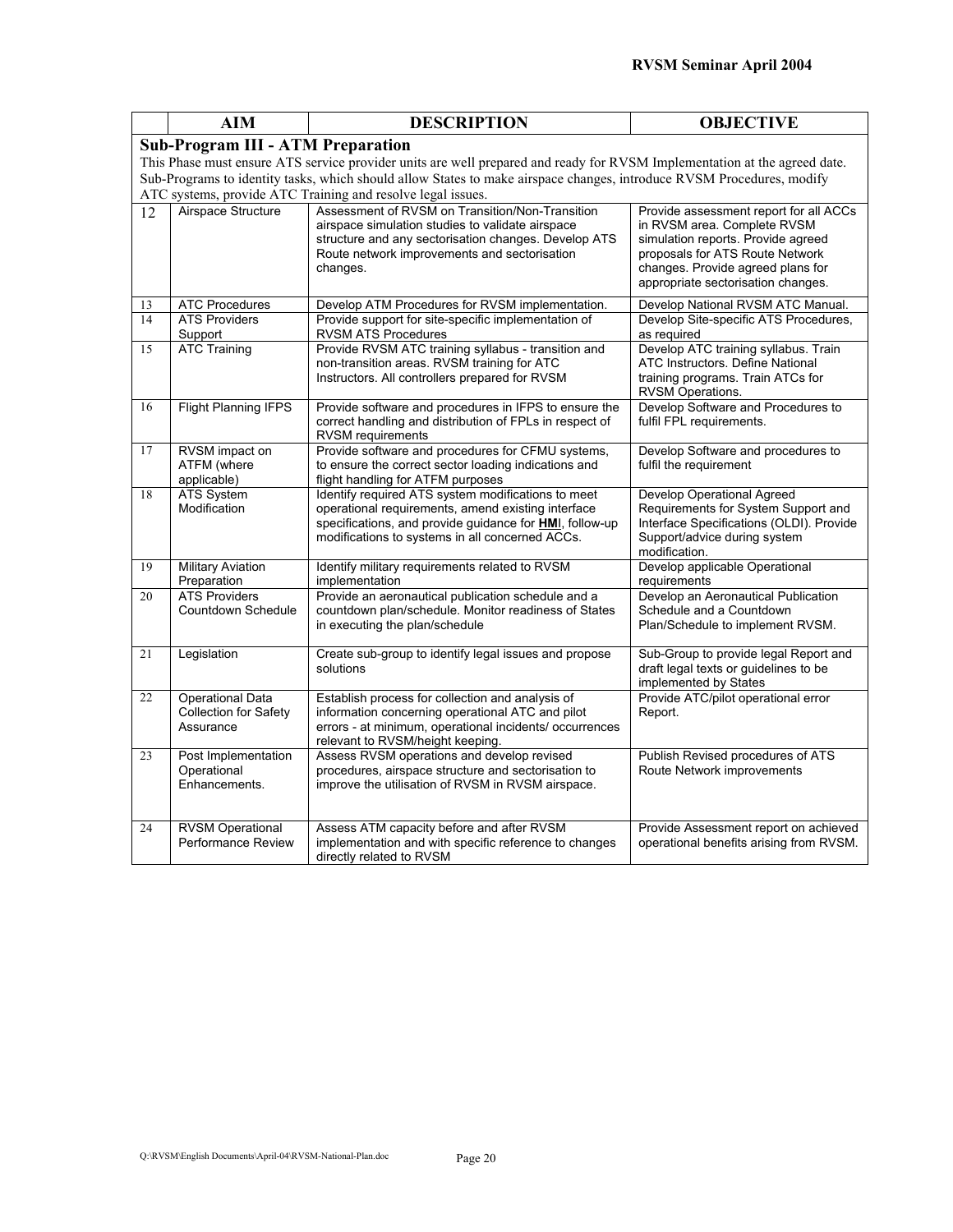| | AIM | DESCRIPTION | OBJECTIVE |
|---|---|---|---|
| **Sub-Program III - ATM Preparation**<br>This Phase must ensure ATS service provider units are well prepared and ready for RVSM Implementation at the agreed date. Sub-Programs to identity tasks, which should allow States to make airspace changes, introduce RVSM Procedures, modify ATC systems, provide ATC Training and resolve legal issues. | | | |
| 12 | Airspace Structure | Assessment of RVSM on Transition/Non-Transition airspace simulation studies to validate airspace structure and any sectorisation changes. Develop ATS Route network improvements and sectorisation changes. | Provide assessment report for all ACCs in RVSM area. Complete RVSM simulation reports. Provide agreed proposals for ATS Route Network changes. Provide agreed plans for appropriate sectorisation changes. |
| 13 | ATC Procedures | Develop ATM Procedures for RVSM implementation. | Develop National RVSM ATC Manual. |
| 14 | ATS Providers Support | Provide support for site-specific implementation of RVSM ATS Procedures | Develop Site-specific ATS Procedures, as required |
| 15 | ATC Training | Provide RVSM ATC training syllabus - transition and non-transition areas. RVSM training for ATC Instructors. All controllers prepared for RVSM | Develop ATC training syllabus. Train ATC Instructors. Define National training programs. Train ATCs for RVSM Operations. |
| 16 | Flight Planning IFPS | Provide software and procedures in IFPS to ensure the correct handling and distribution of FPLs in respect of RVSM requirements | Develop Software and Procedures to fulfil FPL requirements. |
| 17 | RVSM impact on ATFM (where applicable) | Provide software and procedures for CFMU systems, to ensure the correct sector loading indications and flight handling for ATFM purposes | Develop Software and procedures to fulfil the requirement |
| 18 | ATS System Modification | Identify required ATS system modifications to meet operational requirements, amend existing interface specifications, and provide guidance for **HMI**, follow-up modifications to systems in all concerned ACCs. | Develop Operational Agreed Requirements for System Support and Interface Specifications (OLDI). Provide Support/advice during system modification. |
| 19 | Military Aviation Preparation | Identify military requirements related to RVSM implementation | Develop applicable Operational requirements |
| 20 | ATS Providers Countdown Schedule | Provide an aeronautical publication schedule and a countdown plan/schedule. Monitor readiness of States in executing the plan/schedule | Develop an Aeronautical Publication Schedule and a Countdown Plan/Schedule to implement RVSM. |
| 21 | Legislation | Create sub-group to identify legal issues and propose solutions | Sub-Group to provide legal Report and draft legal texts or guidelines to be implemented by States |
| 22 | Operational Data Collection for Safety Assurance | Establish process for collection and analysis of information concerning operational ATC and pilot errors - at minimum, operational incidents/ occurrences relevant to RVSM/height keeping. | Provide ATC/pilot operational error Report. |
| 23 | Post Implementation Operational Enhancements. | Assess RVSM operations and develop revised procedures, airspace structure and sectorisation to improve the utilisation of RVSM in RVSM airspace. | Publish Revised procedures of ATS Route Network improvements |
| 24 | RVSM Operational Performance Review | Assess ATM capacity before and after RVSM implementation and with specific reference to changes directly related to RVSM | Provide Assessment report on achieved operational benefits arising from RVSM. |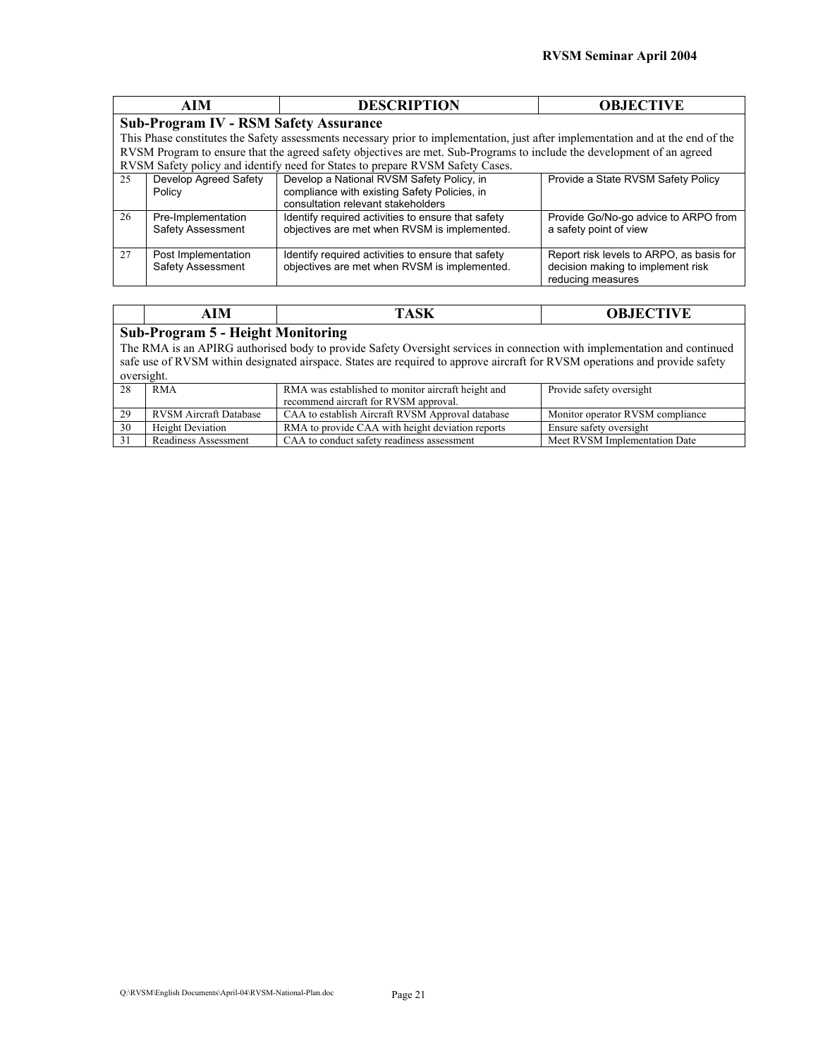| | AIM | DESCRIPTION | OBJECTIVE |
|---|---|---|---|
| **Sub-Program IV - RSM Safety Assurance**<br>This Phase constitutes the Safety assessments necessary prior to implementation, just after implementation and at the end of the RVSM Program to ensure that the agreed safety objectives are met. Sub-Programs to include the development of an agreed RVSM Safety policy and identify need for States to prepare RVSM Safety Cases. | | | |
| 25 | Develop Agreed Safety Policy | Develop a National RVSM Safety Policy, in compliance with existing Safety Policies, in consultation relevant stakeholders | Provide a State RVSM Safety Policy |
| 26 | Pre-Implementation Safety Assessment | Identify required activities to ensure that safety objectives are met when RVSM is implemented. | Provide Go/No-go advice to ARPO from a safety point of view |
| 27 | Post Implementation Safety Assessment | Identify required activities to ensure that safety objectives are met when RVSM is implemented. | Report risk levels to ARPO, as basis for decision making to implement risk reducing measures |

| | AIM | TASK | OBJECTIVE |
|---|---|---|---|
| **Sub-Program 5 - Height Monitoring**<br>The RMA is an APIRG authorised body to provide Safety Oversight services in connection with implementation and continued safe use of RVSM within designated airspace. States are required to approve aircraft for RVSM operations and provide safety oversight. | | | |
| 28 | RMA | RMA was established to monitor aircraft height and recommend aircraft for RVSM approval. | Provide safety oversight |
| 29 | RVSM Aircraft Database | CAA to establish Aircraft RVSM Approval database | Monitor operator RVSM compliance |
| 30 | Height Deviation | RMA to provide CAA with height deviation reports | Ensure safety oversight |
| 31 | Readiness Assessment | CAA to conduct safety readiness assessment | Meet RVSM Implementation Date |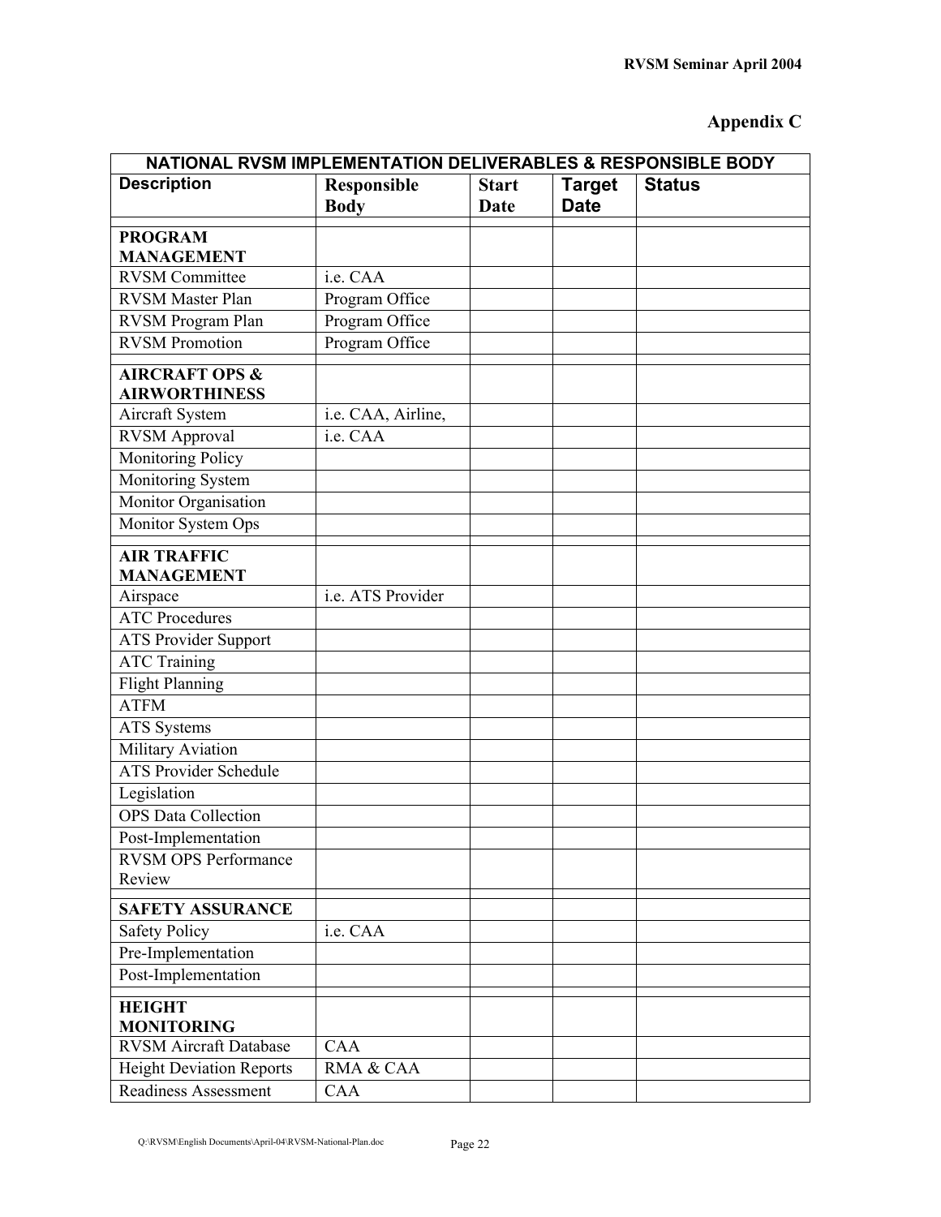## Appendix C

| NATIONAL RVSM IMPLEMENTATION DELIVERABLES & RESPONSIBLE BODY | | | | |
|---|---|---|---|---|
| **Description** | **Responsible Body** | **Start Date** | **Target Date** | **Status** |
| | | | | |
| **PROGRAM MANAGEMENT** | | | | |
| RVSM Committee | i.e. CAA | | | |
| RVSM Master Plan | Program Office | | | |
| RVSM Program Plan | Program Office | | | |
| RVSM Promotion | Program Office | | | |
| | | | | |
| **AIRCRAFT OPS & AIRWORTHINESS** | | | | |
| Aircraft System | i.e. CAA, Airline, | | | |
| RVSM Approval | i.e. CAA | | | |
| Monitoring Policy | | | | |
| Monitoring System | | | | |
| Monitor Organisation | | | | |
| Monitor System Ops | | | | |
| | | | | |
| **AIR TRAFFIC MANAGEMENT** | | | | |
| Airspace | i.e. ATS Provider | | | |
| ATC Procedures | | | | |
| ATS Provider Support | | | | |
| ATC Training | | | | |
| Flight Planning | | | | |
| ATFM | | | | |
| ATS Systems | | | | |
| Military Aviation | | | | |
| ATS Provider Schedule | | | | |
| Legislation | | | | |
| OPS Data Collection | | | | |
| Post-Implementation | | | | |
| RVSM OPS Performance Review | | | | |
| | | | | |
| **SAFETY ASSURANCE** | | | | |
| Safety Policy | i.e. CAA | | | |
| Pre-Implementation | | | | |
| Post-Implementation | | | | |
| | | | | |
| **HEIGHT MONITORING** | | | | |
| RVSM Aircraft Database | CAA | | | |
| Height Deviation Reports | RMA & CAA | | | |
| Readiness Assessment | CAA | | | |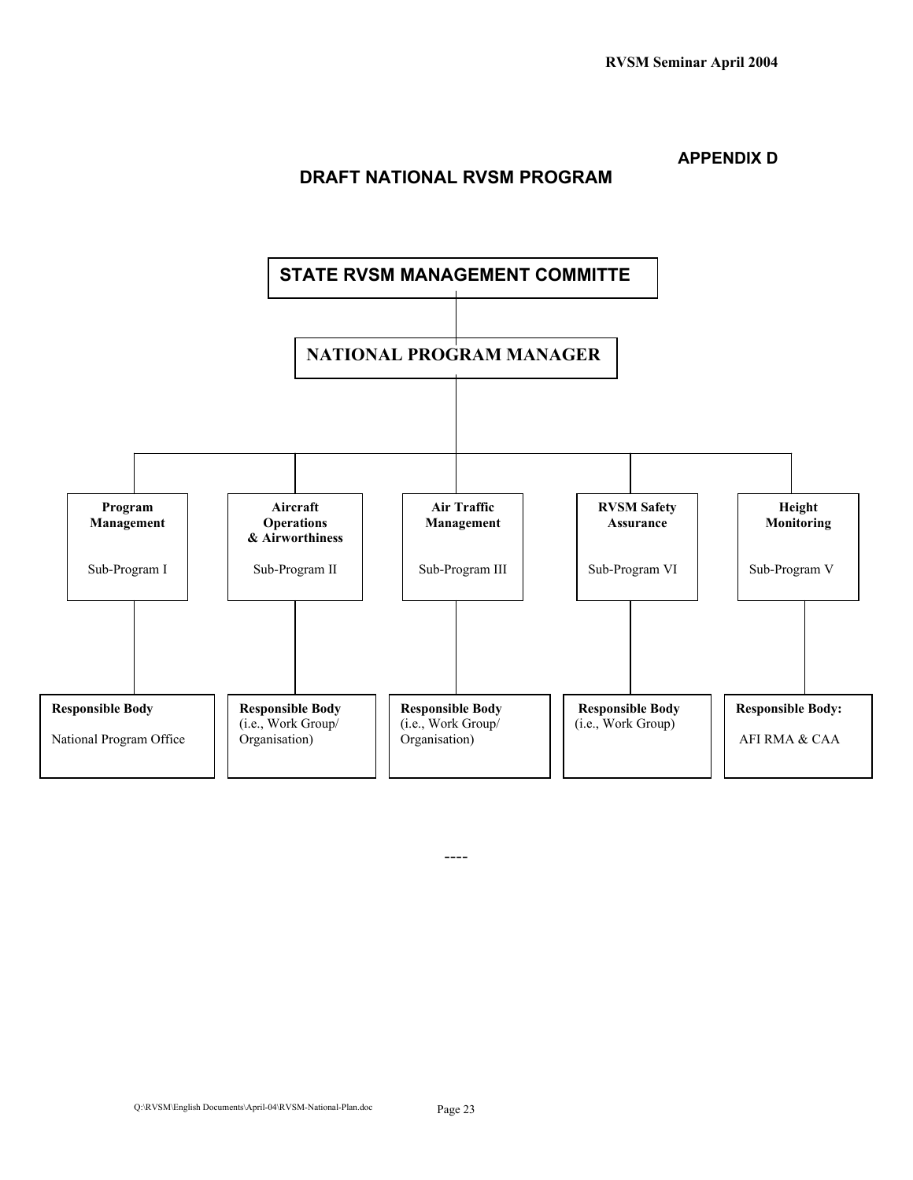**APPENDIX D**

## DRAFT NATIONAL RVSM PROGRAM

**STATE RVSM MANAGEMENT COMMITTE**

**NATIONAL PROGRAM MANAGER**

**Program Management**

Sub-Program I

**Aircraft Operations & Airworthiness**

Sub-Program II

**Air Traffic Management**

Sub-Program III

**RVSM Safety Assurance**

Sub-Program VI

**Height Monitoring**

Sub-Program V

**Responsible Body**

National Program Office

**Responsible Body**
(i.e., Work Group/ Organisation)

**Responsible Body**
(i.e., Work Group/ Organisation)

**Responsible Body**
(i.e., Work Group)

**Responsible Body:**

AFI RMA & CAA

----